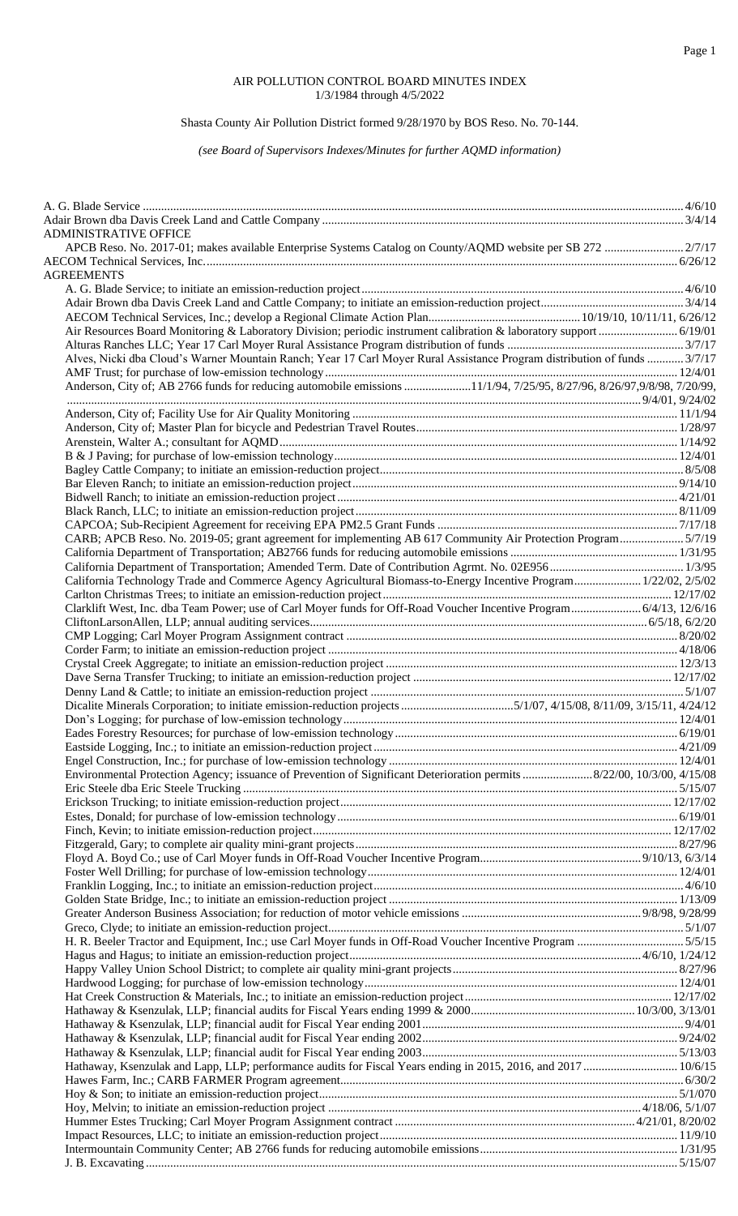# AIR POLLUTION CONTROL BOARD MINUTES INDEX
1/3/1984 through 4/5/2022

Shasta County Air Pollution District formed 9/28/1970 by BOS Reso. No. 70-144.

*(see Board of Supervisors Indexes/Minutes for further AQMD information)*

A. G. Blade Service .......... 4/6/10
Adair Brown dba Davis Creek Land and Cattle Company .......... 3/4/14

ADMINISTRATIVE OFFICE
- APCB Reso. No. 2017-01; makes available Enterprise Systems Catalog on County/AQMD website per SB 272 .......... 2/7/17

AECOM Technical Services, Inc. .......... 6/26/12

AGREEMENTS
- A. G. Blade Service; to initiate an emission-reduction project .......... 4/6/10
- Adair Brown dba Davis Creek Land and Cattle Company; to initiate an emission-reduction project .......... 3/4/14
- AECOM Technical Services, Inc.; develop a Regional Climate Action Plan .......... 10/19/10, 10/11/11, 6/26/12
- Air Resources Board Monitoring & Laboratory Division; periodic instrument calibration & laboratory support .......... 6/19/01
- Alturas Ranches LLC; Year 17 Carl Moyer Rural Assistance Program distribution of funds .......... 3/7/17
- Alves, Nicki dba Cloud's Warner Mountain Ranch; Year 17 Carl Moyer Rural Assistance Program distribution of funds .......... 3/7/17
- AMF Trust; for purchase of low-emission technology .......... 12/4/01
- Anderson, City of; AB 2766 funds for reducing automobile emissions .......... 11/1/94, 7/25/95, 8/27/96, 8/26/97, 9/8/98, 7/20/99, .......... 9/4/01, 9/24/02
- Anderson, City of; Facility Use for Air Quality Monitoring .......... 11/1/94
- Anderson, City of; Master Plan for bicycle and Pedestrian Travel Routes .......... 1/28/97
- Arenstein, Walter A.; consultant for AQMD .......... 1/14/92
- B & J Paving; for purchase of low-emission technology .......... 12/4/01
- Bagley Cattle Company; to initiate an emission-reduction project .......... 8/5/08
- Bar Eleven Ranch; to initiate an emission-reduction project .......... 9/14/10
- Bidwell Ranch; to initiate an emission-reduction project .......... 4/21/01
- Black Ranch, LLC; to initiate an emission-reduction project .......... 8/11/09
- CAPCOA; Sub-Recipient Agreement for receiving EPA PM2.5 Grant Funds .......... 7/17/18
- CARB; APCB Reso. No. 2019-05; grant agreement for implementing AB 617 Community Air Protection Program .......... 5/7/19
- California Department of Transportation; AB2766 funds for reducing automobile emissions .......... 1/31/95
- California Department of Transportation; Amended Term. Date of Contribution Agrmt. No. 02E956 .......... 1/3/95
- California Technology Trade and Commerce Agency Agricultural Biomass-to-Energy Incentive Program .......... 1/22/02, 2/5/02
- Carlton Christmas Trees; to initiate an emission-reduction project .......... 12/17/02
- Clarklift West, Inc. dba Team Power; use of Carl Moyer funds for Off-Road Voucher Incentive Program .......... 6/4/13, 12/6/16
- CliftonLarsonAllen, LLP; annual auditing services .......... 6/5/18, 6/2/20
- CMP Logging; Carl Moyer Program Assignment contract .......... 8/20/02
- Corder Farm; to initiate an emission-reduction project .......... 4/18/06
- Crystal Creek Aggregate; to initiate an emission-reduction project .......... 12/3/13
- Dave Serna Transfer Trucking; to initiate an emission-reduction project .......... 12/17/02
- Denny Land & Cattle; to initiate an emission-reduction project .......... 5/1/07
- Dicalite Minerals Corporation; to initiate emission-reduction projects .......... 5/1/07, 4/15/08, 8/11/09, 3/15/11, 4/24/12
- Don's Logging; for purchase of low-emission technology .......... 12/4/01
- Eades Forestry Resources; for purchase of low-emission technology .......... 6/19/01
- Eastside Logging, Inc.; to initiate an emission-reduction project .......... 4/21/09
- Engel Construction, Inc.; for purchase of low-emission technology .......... 12/4/01
- Environmental Protection Agency; issuance of Prevention of Significant Deterioration permits .......... 8/22/00, 10/3/00, 4/15/08
- Eric Steele dba Eric Steele Trucking .......... 5/15/07
- Erickson Trucking; to initiate emission-reduction project .......... 12/17/02
- Estes, Donald; for purchase of low-emission technology .......... 6/19/01
- Finch, Kevin; to initiate emission-reduction project .......... 12/17/02
- Fitzgerald, Gary; to complete air quality mini-grant projects .......... 8/27/96
- Floyd A. Boyd Co.; use of Carl Moyer funds in Off-Road Voucher Incentive Program .......... 9/10/13, 6/3/14
- Foster Well Drilling; for purchase of low-emission technology .......... 12/4/01
- Franklin Logging, Inc.; to initiate an emission-reduction project .......... 4/6/10
- Golden State Bridge, Inc.; to initiate an emission-reduction project .......... 1/13/09
- Greater Anderson Business Association; for reduction of motor vehicle emissions .......... 9/8/98, 9/28/99
- Greco, Clyde; to initiate an emission-reduction project .......... 5/1/07
- H. R. Beeler Tractor and Equipment, Inc.; use Carl Moyer funds in Off-Road Voucher Incentive Program .......... 5/5/15
- Hagus and Hagus; to initiate an emission-reduction project .......... 4/6/10, 1/24/12
- Happy Valley Union School District; to complete air quality mini-grant projects .......... 8/27/96
- Hardwood Logging; for purchase of low-emission technology .......... 12/4/01
- Hat Creek Construction & Materials, Inc.; to initiate an emission-reduction project .......... 12/17/02
- Hathaway & Ksenzulak, LLP; financial audits for Fiscal Years ending 1999 & 2000 .......... 10/3/00, 3/13/01
- Hathaway & Ksenzulak, LLP; financial audit for Fiscal Year ending 2001 .......... 9/4/01
- Hathaway & Ksenzulak, LLP; financial audit for Fiscal Year ending 2002 .......... 9/24/02
- Hathaway & Ksenzulak, LLP; financial audit for Fiscal Year ending 2003 .......... 5/13/03
- Hathaway, Ksenzulak and Lapp, LLP; performance audits for Fiscal Years ending in 2015, 2016, and 2017 .......... 10/6/15
- Hawes Farm, Inc.; CARB FARMER Program agreement .......... 6/30/2
- Hoy & Son; to initiate an emission-reduction project .......... 5/1/070
- Hoy, Melvin; to initiate an emission-reduction project .......... 4/18/06, 5/1/07
- Hummer Estes Trucking; Carl Moyer Program Assignment contract .......... 4/21/01, 8/20/02
- Impact Resources, LLC; to initiate an emission-reduction project .......... 11/9/10
- Intermountain Community Center; AB 2766 funds for reducing automobile emissions .......... 1/31/95
- J. B. Excavating .......... 5/15/07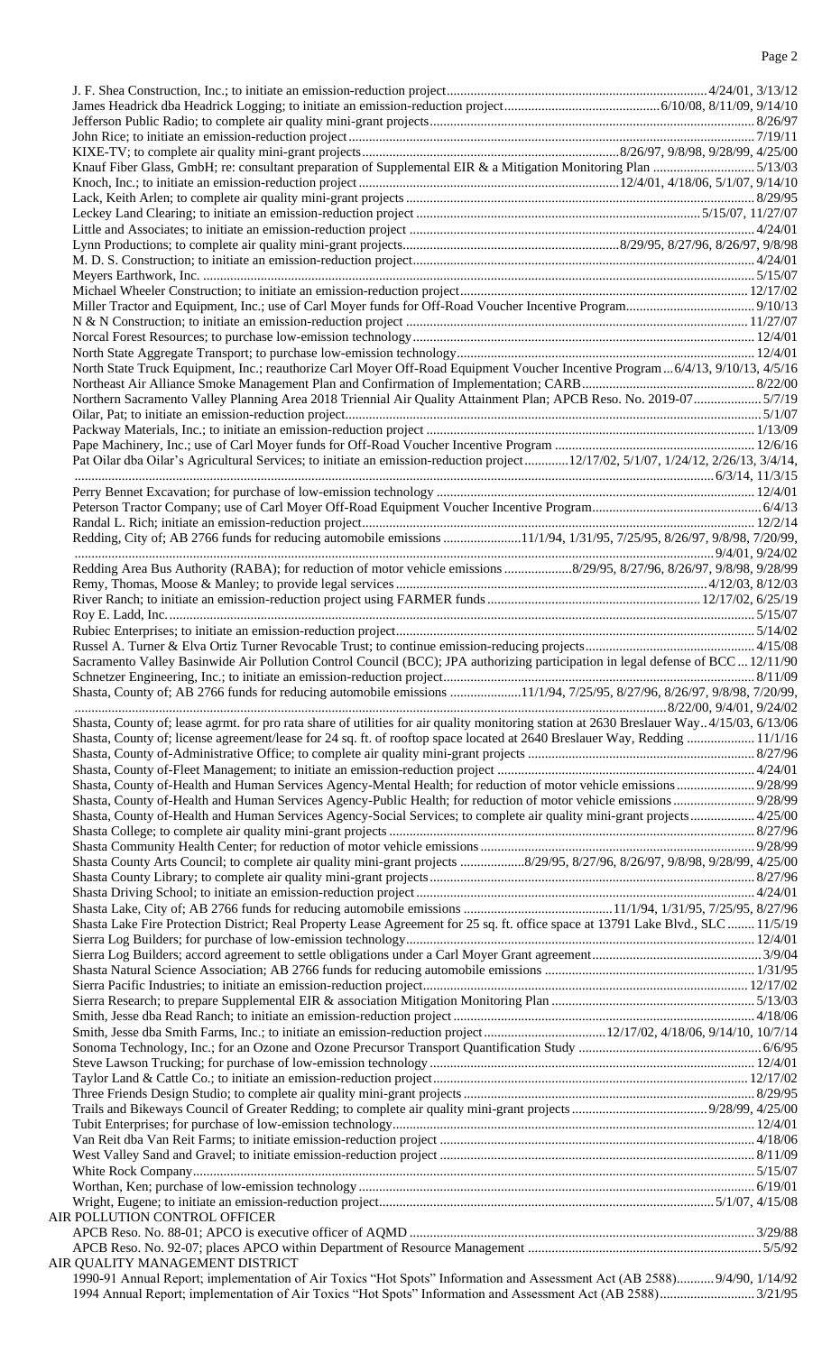J. F. Shea Construction, Inc.; to initiate an emission-reduction project ............ 4/24/01, 3/13/12
James Headrick dba Headrick Logging; to initiate an emission-reduction project ............ 6/10/08, 8/11/09, 9/14/10
Jefferson Public Radio; to complete air quality mini-grant projects ............ 8/26/97
John Rice; to initiate an emission-reduction project ............ 7/19/11
KIXE-TV; to complete air quality mini-grant projects ............ 8/26/97, 9/8/98, 9/28/99, 4/25/00
Knauf Fiber Glass, GmbH; re: consultant preparation of Supplemental EIR & a Mitigation Monitoring Plan ............ 5/13/03
Knoch, Inc.; to initiate an emission-reduction project ............ 12/4/01, 4/18/06, 5/1/07, 9/14/10
Lack, Keith Arlen; to complete air quality mini-grant projects ............ 8/29/95
Leckey Land Clearing; to initiate an emission-reduction project ............ 5/15/07, 11/27/07
Little and Associates; to initiate an emission-reduction project ............ 4/24/01
Lynn Productions; to complete air quality mini-grant projects ............ 8/29/95, 8/27/96, 8/26/97, 9/8/98
M. D. S. Construction; to initiate an emission-reduction project ............ 4/24/01
Meyers Earthwork, Inc. ............ 5/15/07
Michael Wheeler Construction; to initiate an emission-reduction project ............ 12/17/02
Miller Tractor and Equipment, Inc.; use of Carl Moyer funds for Off-Road Voucher Incentive Program ............ 9/10/13
N & N Construction; to initiate an emission-reduction project ............ 11/27/07
Norcal Forest Resources; to purchase low-emission technology ............ 12/4/01
North State Aggregate Transport; to purchase low-emission technology ............ 12/4/01
North State Truck Equipment, Inc.; reauthorize Carl Moyer Off-Road Equipment Voucher Incentive Program ... 6/4/13, 9/10/13, 4/5/16
Northeast Air Alliance Smoke Management Plan and Confirmation of Implementation; CARB ............ 8/22/00
Northern Sacramento Valley Planning Area 2018 Triennial Air Quality Attainment Plan; APCB Reso. No. 2019-07 ............ 5/7/19
Oilar, Pat; to initiate an emission-reduction project ............ 5/1/07
Packway Materials, Inc.; to initiate an emission-reduction project ............ 1/13/09
Pape Machinery, Inc.; use of Carl Moyer funds for Off-Road Voucher Incentive Program ............ 12/6/16
Pat Oilar dba Oilar's Agricultural Services; to initiate an emission-reduction project ............ 12/17/02, 5/1/07, 1/24/12, 2/26/13, 3/4/14, ............ 6/3/14, 11/3/15
Perry Bennet Excavation; for purchase of low-emission technology ............ 12/4/01
Peterson Tractor Company; use of Carl Moyer Off-Road Equipment Voucher Incentive Program ............ 6/4/13
Randal L. Rich; initiate an emission-reduction project ............ 12/2/14
Redding, City of; AB 2766 funds for reducing automobile emissions ............ 11/1/94, 1/31/95, 7/25/95, 8/26/97, 9/8/98, 7/20/99, ............ 9/4/01, 9/24/02
Redding Area Bus Authority (RABA); for reduction of motor vehicle emissions ............ 8/29/95, 8/27/96, 8/26/97, 9/8/98, 9/28/99
Remy, Thomas, Moose & Manley; to provide legal services ............ 4/12/03, 8/12/03
River Ranch; to initiate an emission-reduction project using FARMER funds ............ 12/17/02, 6/25/19
Roy E. Ladd, Inc. ............ 5/15/07
Rubiec Enterprises; to initiate an emission-reduction project ............ 5/14/02
Russel A. Turner & Elva Ortiz Turner Revocable Trust; to continue emission-reducing projects ............ 4/15/08
Sacramento Valley Basinwide Air Pollution Control Council (BCC); JPA authorizing participation in legal defense of BCC ... 12/11/90
Schnetzer Engineering, Inc.; to initiate an emission-reduction project ............ 8/11/09
Shasta, County of; AB 2766 funds for reducing automobile emissions ............ 11/1/94, 7/25/95, 8/27/96, 8/26/97, 9/8/98, 7/20/99, ............ 8/22/00, 9/4/01, 9/24/02
Shasta, County of; lease agrmt. for pro rata share of utilities for air quality monitoring station at 2630 Breslauer Way .. 4/15/03, 6/13/06
Shasta, County of; license agreement/lease for 24 sq. ft. of rooftop space located at 2640 Breslauer Way, Redding ............ 11/1/16
Shasta, County of-Administrative Office; to complete air quality mini-grant projects ............ 8/27/96
Shasta, County of-Fleet Management; to initiate an emission-reduction project ............ 4/24/01
Shasta, County of-Health and Human Services Agency-Mental Health; for reduction of motor vehicle emissions ............ 9/28/99
Shasta, County of-Health and Human Services Agency-Public Health; for reduction of motor vehicle emissions ............ 9/28/99
Shasta, County of-Health and Human Services Agency-Social Services; to complete air quality mini-grant projects ............ 4/25/00
Shasta College; to complete air quality mini-grant projects ............ 8/27/96
Shasta Community Health Center; for reduction of motor vehicle emissions ............ 9/28/99
Shasta County Arts Council; to complete air quality mini-grant projects ............ 8/29/95, 8/27/96, 8/26/97, 9/8/98, 9/28/99, 4/25/00
Shasta County Library; to complete air quality mini-grant projects ............ 8/27/96
Shasta Driving School; to initiate an emission-reduction project ............ 4/24/01
Shasta Lake, City of; AB 2766 funds for reducing automobile emissions ............ 11/1/94, 1/31/95, 7/25/95, 8/27/96
Shasta Lake Fire Protection District; Real Property Lease Agreement for 25 sq. ft. office space at 13791 Lake Blvd., SLC ............ 11/5/19
Sierra Log Builders; for purchase of low-emission technology ............ 12/4/01
Sierra Log Builders; accord agreement to settle obligations under a Carl Moyer Grant agreement ............ 3/9/04
Shasta Natural Science Association; AB 2766 funds for reducing automobile emissions ............ 1/31/95
Sierra Pacific Industries; to initiate an emission-reduction project ............ 12/17/02
Sierra Research; to prepare Supplemental EIR & association Mitigation Monitoring Plan ............ 5/13/03
Smith, Jesse dba Read Ranch; to initiate an emission-reduction project ............ 4/18/06
Smith, Jesse dba Smith Farms, Inc.; to initiate an emission-reduction project ............ 12/17/02, 4/18/06, 9/14/10, 10/7/14
Sonoma Technology, Inc.; for an Ozone and Ozone Precursor Transport Quantification Study ............ 6/6/95
Steve Lawson Trucking; for purchase of low-emission technology ............ 12/4/01
Taylor Land & Cattle Co.; to initiate an emission-reduction project ............ 12/17/02
Three Friends Design Studio; to complete air quality mini-grant projects ............ 8/29/95
Trails and Bikeways Council of Greater Redding; to complete air quality mini-grant projects ............ 9/28/99, 4/25/00
Tubit Enterprises; for purchase of low-emission technology ............ 12/4/01
Van Reit dba Van Reit Farms; to initiate emission-reduction project ............ 4/18/06
West Valley Sand and Gravel; to initiate emission-reduction project ............ 8/11/09
White Rock Company ............ 5/15/07
Worthan, Ken; purchase of low-emission technology ............ 6/19/01
Wright, Eugene; to initiate an emission-reduction project ............ 5/1/07, 4/15/08

AIR POLLUTION CONTROL OFFICER
APCB Reso. No. 88-01; APCO is executive officer of AQMD ............ 3/29/88
APCB Reso. No. 92-07; places APCO within Department of Resource Management ............ 5/5/92

AIR QUALITY MANAGEMENT DISTRICT
1990-91 Annual Report; implementation of Air Toxics "Hot Spots" Information and Assessment Act (AB 2588) ............ 9/4/90, 1/14/92
1994 Annual Report; implementation of Air Toxics "Hot Spots" Information and Assessment Act (AB 2588) ............ 3/21/95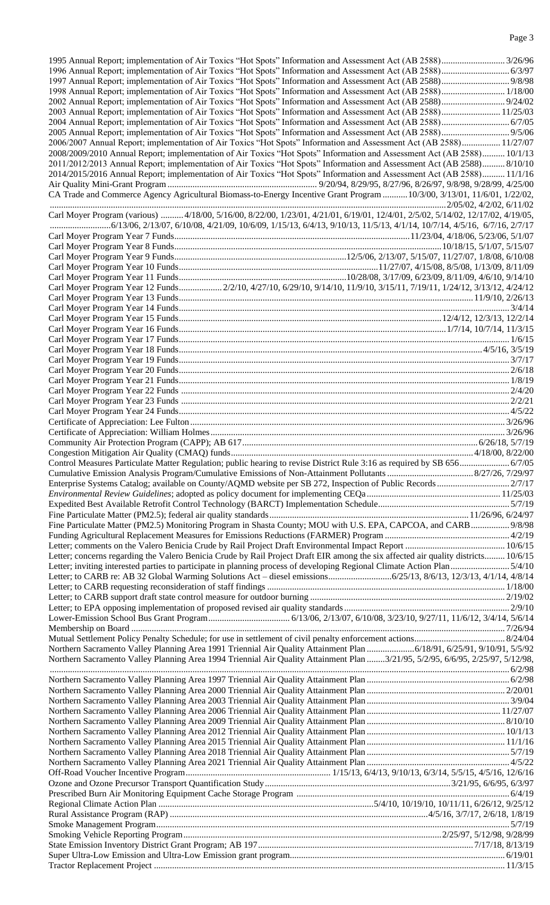1995 Annual Report; implementation of Air Toxics "Hot Spots" Information and Assessment Act (AB 2588)............................ 3/26/96
1996 Annual Report; implementation of Air Toxics "Hot Spots" Information and Assessment Act (AB 2588)............................... 6/3/97
1997 Annual Report; implementation of Air Toxics "Hot Spots" Information and Assessment Act (AB 2588)............................... 9/8/98
1998 Annual Report; implementation of Air Toxics "Hot Spots" Information and Assessment Act (AB 2588)............................ 1/18/00
2002 Annual Report; implementation of Air Toxics "Hot Spots" Information and Assessment Act (AB 2588)............................ 9/24/02
2003 Annual Report; implementation of Air Toxics "Hot Spots" Information and Assessment Act (AB 2588)........................... 11/25/03
2004 Annual Report; implementation of Air Toxics "Hot Spots" Information and Assessment Act (AB 2588)............................... 6/7/05
2005 Annual Report; implementation of Air Toxics "Hot Spots" Information and Assessment Act (AB 2588)............................... 9/5/06
2006/2007 Annual Report; implementation of Air Toxics "Hot Spots" Information and Assessment Act (AB 2588)................. 11/27/07
2008/2009/2010 Annual Report; implementation of Air Toxics "Hot Spots" Information and Assessment Act (AB 2588).......... 10/1/13
2011/2012/2013 Annual Report; implementation of Air Toxics "Hot Spots" Information and Assessment Act (AB 2588).......... 8/10/10
2014/2015/2016 Annual Report; implementation of Air Toxics "Hot Spots" Information and Assessment Act (AB 2588).......... 11/1/16
Air Quality Mini-Grant Program .................................................................. 9/20/94, 8/29/95, 8/27/96, 8/26/97, 9/8/98, 9/28/99, 4/25/00
CA Trade and Commerce Agency Agricultural Biomass-to-Energy Incentive Grant Program ........... 10/3/00, 3/13/01, 11/6/01, 1/22/02, ............................................................................................................................................................ 2/05/02, 4/2/02, 6/11/02
Carl Moyer Program (various) .......... 4/18/00, 5/16/00, 8/22/00, 1/23/01, 4/21/01, 6/19/01, 12/4/01, 2/5/02, 5/14/02, 12/17/02, 4/19/05, ........................... 6/13/06, 2/13/07, 6/10/08, 4/21/09, 10/6/09, 1/15/13, 6/4/13, 9/10/13, 11/5/13, 4/1/14, 10/7/14, 4/5/16, 6/7/16, 2/7/17
Carl Moyer Program Year 7 Funds.......................................................................................... 11/23/04, 4/18/06, 5/23/06, 5/1/07
Carl Moyer Program Year 8 Funds.......................................................................................................... 10/18/15, 5/1/07, 5/15/07
Carl Moyer Program Year 9 Funds................................................................... 12/5/06, 2/13/07, 5/15/07, 11/27/07, 1/8/08, 6/10/08
Carl Moyer Program Year 10 Funds.......................................................................................... 11/27/07, 4/15/08, 8/5/08, 1/13/09, 8/11/09
Carl Moyer Program Year 11 Funds.......................................................................... 10/28/08, 3/17/09, 6/23/09, 8/11/09, 6/4/10, 9/14/10
Carl Moyer Program Year 12 Funds.................. 2/2/10, 4/27/10, 6/29/10, 9/14/10, 11/9/10, 3/15/11, 7/19/11, 1/24/12, 3/13/12, 4/24/12
Carl Moyer Program Year 13 Funds............................................................................................................................ 11/9/10, 2/26/13
Carl Moyer Program Year 14 Funds............................................................................................................................................. 3/4/14
Carl Moyer Program Year 15 Funds.................................................................................................................. 12/4/12, 12/3/13, 12/2/14
Carl Moyer Program Year 16 Funds..................................................................................................................... 1/7/14, 10/7/14, 11/3/15
Carl Moyer Program Year 17 Funds............................................................................................................................................. 1/6/15
Carl Moyer Program Year 18 Funds................................................................................................................................... 4/5/16, 3/5/19
Carl Moyer Program Year 19 Funds............................................................................................................................................. 3/7/17
Carl Moyer Program Year 20 Funds............................................................................................................................................. 2/6/18
Carl Moyer Program Year 21 Funds............................................................................................................................................. 1/8/19
Carl Moyer Program Year 22 Funds............................................................................................................................................. 2/4/20
Carl Moyer Program Year 23 Funds............................................................................................................................................. 2/2/21
Carl Moyer Program Year 24 Funds............................................................................................................................................. 4/5/22
Certificate of Appreciation: Lee Fulton...................................................................................................................................... 3/26/96
Certificate of Appreciation: William Holmes............................................................................................................................. 3/26/96
Community Air Protection Program (CAPP); AB 617.................................................................................................. 6/26/18, 5/7/19
Congestion Mitigation Air Quality (CMAQ) funds...................................................................................................... 4/18/00, 8/22/00
Control Measures Particulate Matter Regulation; public hearing to revise District Rule 3:16 as required by SB 656...................... 6/7/05
Cumulative Emission Analysis Program/Cumulative Emissions of Non-Attainment Pollutants ...................................... 8/27/26, 7/29/97
Enterprise Systems Catalog; available on County/AQMD website per SB 272, Inspection of Public Records ................................ 2/7/17
*Environmental Review Guidelines*; adopted as policy document for implementing CEQa........................................................... 11/25/03
Expedited Best Available Retrofit Control Technology (BARCT) Implementation Schedule........................................................... 5/7/19
Fine Particulate Matter (PM2.5); federal air quality standards....................................................................................... 11/26/96, 6/24/97
Fine Particulate Matter (PM2.5) Monitoring Program in Shasta County; MOU with U.S. EPA, CAPCOA, and CARB................. 9/8/98
Funding Agricultural Replacement Measures for Emissions Reductions (FARMER) Program ........................................................ 4/2/19
Letter; comments on the Valero Benicia Crude by Rail Project Draft Environmental Impact Report ............................................. 10/6/15
Letter; concerns regarding the Valero Benicia Crude by Rail Project Draft EIR among the six affected air quality districts......... 10/6/15
Letter; inviting interested parties to participate in planning process of developing Regional Climate Action Plan.......................... 5/4/10
Letter; to CARB re: AB 32 Global Warming Solutions Act – diesel emissions............................ 6/25/13, 8/6/13, 12/3/13, 4/1/14, 4/8/14
Letter; to CARB requesting reconsideration of staff findings ........................................................................................................ 1/18/00
Letter; to CARB support draft state control measure for outdoor burning ..................................................................................... 2/19/02
Letter; to EPA opposing implementation of proposed revised air quality standards ........................................................................ 2/9/10
Lower-Emission School Bus Grant Program.................................... 6/13/06, 2/13/07, 6/10/08, 3/23/10, 9/27/11, 11/6/12, 3/4/14, 5/6/14
Membership on Board .................................................................................................................................................................. 7/26/94
Mutual Settlement Policy Penalty Schedule; for use in settlement of civil penalty enforcement actions........................................ 8/24/04
Northern Sacramento Valley Planning Area 1991 Triennial Air Quality Attainment Plan ..................... 6/18/91, 6/25/91, 9/10/91, 5/5/92
Northern Sacramento Valley Planning Area 1994 Triennial Air Quality Attainment Plan ........ 3/21/95, 5/2/95, 6/6/95, 2/25/97, 5/12/98, ........................................................................................................................................................................................ 6/2/98
Northern Sacramento Valley Planning Area 1997 Triennial Air Quality Attainment Plan ............................................................... 6/2/98
Northern Sacramento Valley Planning Area 2000 Triennial Air Quality Attainment Plan ............................................................. 2/20/01
Northern Sacramento Valley Planning Area 2003 Triennial Air Quality Attainment Plan ............................................................... 3/9/04
Northern Sacramento Valley Planning Area 2006 Triennial Air Quality Attainment Plan ........................................................... 11/27/07
Northern Sacramento Valley Planning Area 2009 Triennial Air Quality Attainment Plan ............................................................. 8/10/10
Northern Sacramento Valley Planning Area 2012 Triennial Air Quality Attainment Plan ............................................................. 10/1/13
Northern Sacramento Valley Planning Area 2015 Triennial Air Quality Attainment Plan ............................................................. 11/1/16
Northern Sacramento Valley Planning Area 2018 Triennial Air Quality Attainment Plan ............................................................... 5/7/19
Northern Sacramento Valley Planning Area 2021 Triennial Air Quality Attainment Plan ............................................................... 4/5/22
Off-Road Voucher Incentive Program................................................................ 1/15/13, 6/4/13, 9/10/13, 6/3/14, 5/5/15, 4/5/16, 12/6/16
Ozone and Ozone Precursor Transport Quantification Study................................................................................ 3/21/95, 6/6/95, 6/3/97
Prescribed Burn Air Monitoring Equipment Cache Storage Program ............................................................................................. 6/4/19
Regional Climate Action Plan ................................................................................................... 5/4/10, 10/19/10, 10/11/11, 6/26/12, 9/25/12
Rural Assistance Program (RAP) ........................................................................................................ 4/5/16, 3/7/17, 2/6/18, 1/8/19
Smoke Management Program......................................................................................................................................................... 5/7/19
Smoking Vehicle Reporting Program ................................................................................................................ 2/25/97, 5/12/98, 9/28/99
State Emission Inventory District Grant Program; AB 197 ............................................................................................. 7/17/18, 8/13/19
Super Ultra-Low Emission and Ultra-Low Emission grant program............................................................................................... 6/19/01
Tractor Replacement Project ......................................................................................................................................................... 11/3/15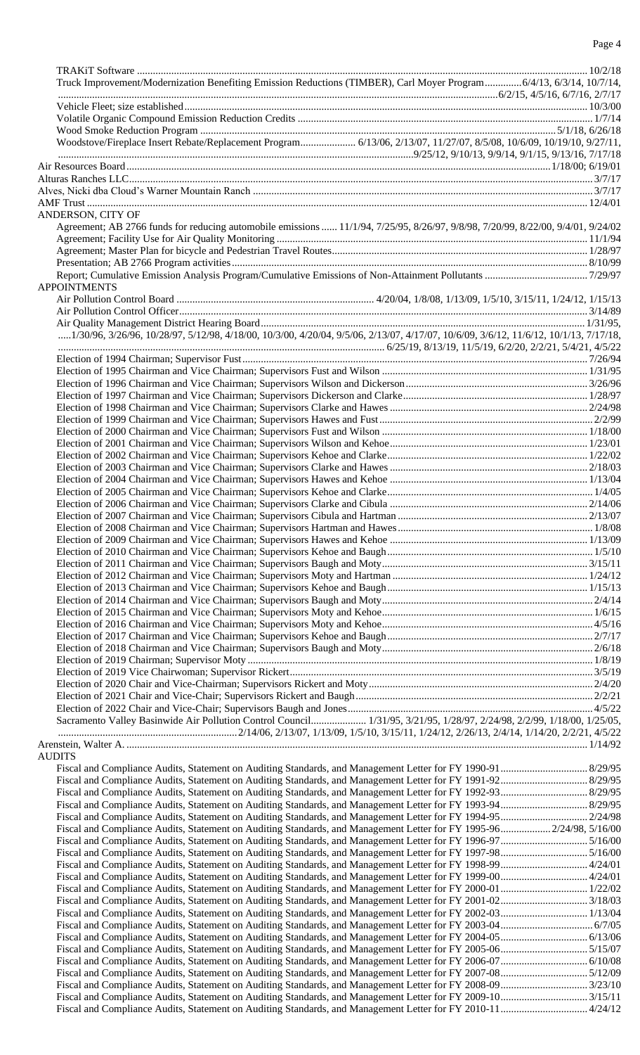TRAKiT Software .......... 10/2/18
Truck Improvement/Modernization Benefiting Emission Reductions (TIMBER), Carl Moyer Program .......... 6/4/13, 6/3/14, 10/7/14, 6/2/15, 4/5/16, 6/7/16, 2/7/17
Vehicle Fleet; size established .......... 10/3/00
Volatile Organic Compound Emission Reduction Credits .......... 1/7/14
Wood Smoke Reduction Program .......... 5/1/18, 6/26/18
Woodstove/Fireplace Insert Rebate/Replacement Program .......... 6/13/06, 2/13/07, 11/27/07, 8/5/08, 10/6/09, 10/19/10, 9/27/11, 9/25/12, 9/10/13, 9/9/14, 9/1/15, 9/13/16, 7/17/18

Air Resources Board .......... 1/18/00; 6/19/01

Alturas Ranches LLC .......... 3/7/17

Alves, Nicki dba Cloud's Warner Mountain Ranch .......... 3/7/17

AMF Trust .......... 12/4/01

ANDERSON, CITY OF
Agreement; AB 2766 funds for reducing automobile emissions .......... 11/1/94, 7/25/95, 8/26/97, 9/8/98, 7/20/99, 8/22/00, 9/4/01, 9/24/02
Agreement; Facility Use for Air Quality Monitoring .......... 11/1/94
Agreement; Master Plan for bicycle and Pedestrian Travel Routes .......... 1/28/97
Presentation; AB 2766 Program activities .......... 8/10/99
Report; Cumulative Emission Analysis Program/Cumulative Emissions of Non-Attainment Pollutants .......... 7/29/97

APPOINTMENTS
Air Pollution Control Board .......... 4/20/04, 1/8/08, 1/13/09, 1/5/10, 3/15/11, 1/24/12, 1/15/13
Air Pollution Control Officer .......... 3/14/89
Air Quality Management District Hearing Board .......... 1/31/95, 1/30/96, 3/26/96, 10/28/97, 5/12/98, 4/18/00, 10/3/00, 4/20/04, 9/5/06, 2/13/07, 4/17/07, 10/6/09, 3/6/12, 11/6/12, 10/1/13, 7/17/18, 6/25/19, 8/13/19, 11/5/19, 6/2/20, 2/2/21, 5/4/21, 4/5/22
Election of 1994 Chairman; Supervisor Fust .......... 7/26/94
Election of 1995 Chairman and Vice Chairman; Supervisors Fust and Wilson .......... 1/31/95
Election of 1996 Chairman and Vice Chairman; Supervisors Wilson and Dickerson .......... 3/26/96
Election of 1997 Chairman and Vice Chairman; Supervisors Dickerson and Clarke .......... 1/28/97
Election of 1998 Chairman and Vice Chairman; Supervisors Clarke and Hawes .......... 2/24/98
Election of 1999 Chairman and Vice Chairman; Supervisors Hawes and Fust .......... 2/2/99
Election of 2000 Chairman and Vice Chairman; Supervisors Fust and Wilson .......... 1/18/00
Election of 2001 Chairman and Vice Chairman; Supervisors Wilson and Kehoe .......... 1/23/01
Election of 2002 Chairman and Vice Chairman; Supervisors Kehoe and Clarke .......... 1/22/02
Election of 2003 Chairman and Vice Chairman; Supervisors Clarke and Hawes .......... 2/18/03
Election of 2004 Chairman and Vice Chairman; Supervisors Hawes and Kehoe .......... 1/13/04
Election of 2005 Chairman and Vice Chairman; Supervisors Kehoe and Clarke .......... 1/4/05
Election of 2006 Chairman and Vice Chairman; Supervisors Clarke and Cibula .......... 2/14/06
Election of 2007 Chairman and Vice Chairman; Supervisors Cibula and Hartman .......... 2/13/07
Election of 2008 Chairman and Vice Chairman; Supervisors Hartman and Hawes .......... 1/8/08
Election of 2009 Chairman and Vice Chairman; Supervisors Hawes and Kehoe .......... 1/13/09
Election of 2010 Chairman and Vice Chairman; Supervisors Kehoe and Baugh .......... 1/5/10
Election of 2011 Chairman and Vice Chairman; Supervisors Baugh and Moty .......... 3/15/11
Election of 2012 Chairman and Vice Chairman; Supervisors Moty and Hartman .......... 1/24/12
Election of 2013 Chairman and Vice Chairman; Supervisors Kehoe and Baugh .......... 1/15/13
Election of 2014 Chairman and Vice Chairman; Supervisors Baugh and Moty .......... 2/4/14
Election of 2015 Chairman and Vice Chairman; Supervisors Moty and Kehoe .......... 1/6/15
Election of 2016 Chairman and Vice Chairman; Supervisors Moty and Kehoe .......... 4/5/16
Election of 2017 Chairman and Vice Chairman; Supervisors Kehoe and Baugh .......... 2/7/17
Election of 2018 Chairman and Vice Chairman; Supervisors Baugh and Moty .......... 2/6/18
Election of 2019 Chairman; Supervisor Moty .......... 1/8/19
Election of 2019 Vice Chairwoman; Supervisor Rickert .......... 3/5/19
Election of 2020 Chair and Vice-Chairman; Supervisors Rickert and Moty .......... 2/4/20
Election of 2021 Chair and Vice-Chair; Supervisors Rickert and Baugh .......... 2/2/21
Election of 2022 Chair and Vice-Chair; Supervisors Baugh and Jones .......... 4/5/22
Sacramento Valley Basinwide Air Pollution Control Council .......... 1/31/95, 3/21/95, 1/28/97, 2/24/98, 2/2/99, 1/18/00, 1/25/05, 2/14/06, 2/13/07, 1/13/09, 1/5/10, 3/15/11, 1/24/12, 2/26/13, 2/4/14, 1/14/20, 2/2/21, 4/5/22

Arenstein, Walter A. .......... 1/14/92

AUDITS
Fiscal and Compliance Audits, Statement on Auditing Standards, and Management Letter for FY 1990-91 .......... 8/29/95
Fiscal and Compliance Audits, Statement on Auditing Standards, and Management Letter for FY 1991-92 .......... 8/29/95
Fiscal and Compliance Audits, Statement on Auditing Standards, and Management Letter for FY 1992-93 .......... 8/29/95
Fiscal and Compliance Audits, Statement on Auditing Standards, and Management Letter for FY 1993-94 .......... 8/29/95
Fiscal and Compliance Audits, Statement on Auditing Standards, and Management Letter for FY 1994-95 .......... 2/24/98
Fiscal and Compliance Audits, Statement on Auditing Standards, and Management Letter for FY 1995-96 .......... 2/24/98, 5/16/00
Fiscal and Compliance Audits, Statement on Auditing Standards, and Management Letter for FY 1996-97 .......... 5/16/00
Fiscal and Compliance Audits, Statement on Auditing Standards, and Management Letter for FY 1997-98 .......... 5/16/00
Fiscal and Compliance Audits, Statement on Auditing Standards, and Management Letter for FY 1998-99 .......... 4/24/01
Fiscal and Compliance Audits, Statement on Auditing Standards, and Management Letter for FY 1999-00 .......... 4/24/01
Fiscal and Compliance Audits, Statement on Auditing Standards, and Management Letter for FY 2000-01 .......... 1/22/02
Fiscal and Compliance Audits, Statement on Auditing Standards, and Management Letter for FY 2001-02 .......... 3/18/03
Fiscal and Compliance Audits, Statement on Auditing Standards, and Management Letter for FY 2002-03 .......... 1/13/04
Fiscal and Compliance Audits, Statement on Auditing Standards, and Management Letter for FY 2003-04 .......... 6/7/05
Fiscal and Compliance Audits, Statement on Auditing Standards, and Management Letter for FY 2004-05 .......... 6/13/06
Fiscal and Compliance Audits, Statement on Auditing Standards, and Management Letter for FY 2005-06 .......... 5/15/07
Fiscal and Compliance Audits, Statement on Auditing Standards, and Management Letter for FY 2006-07 .......... 6/10/08
Fiscal and Compliance Audits, Statement on Auditing Standards, and Management Letter for FY 2007-08 .......... 5/12/09
Fiscal and Compliance Audits, Statement on Auditing Standards, and Management Letter for FY 2008-09 .......... 3/23/10
Fiscal and Compliance Audits, Statement on Auditing Standards, and Management Letter for FY 2009-10 .......... 3/15/11
Fiscal and Compliance Audits, Statement on Auditing Standards, and Management Letter for FY 2010-11 .......... 4/24/12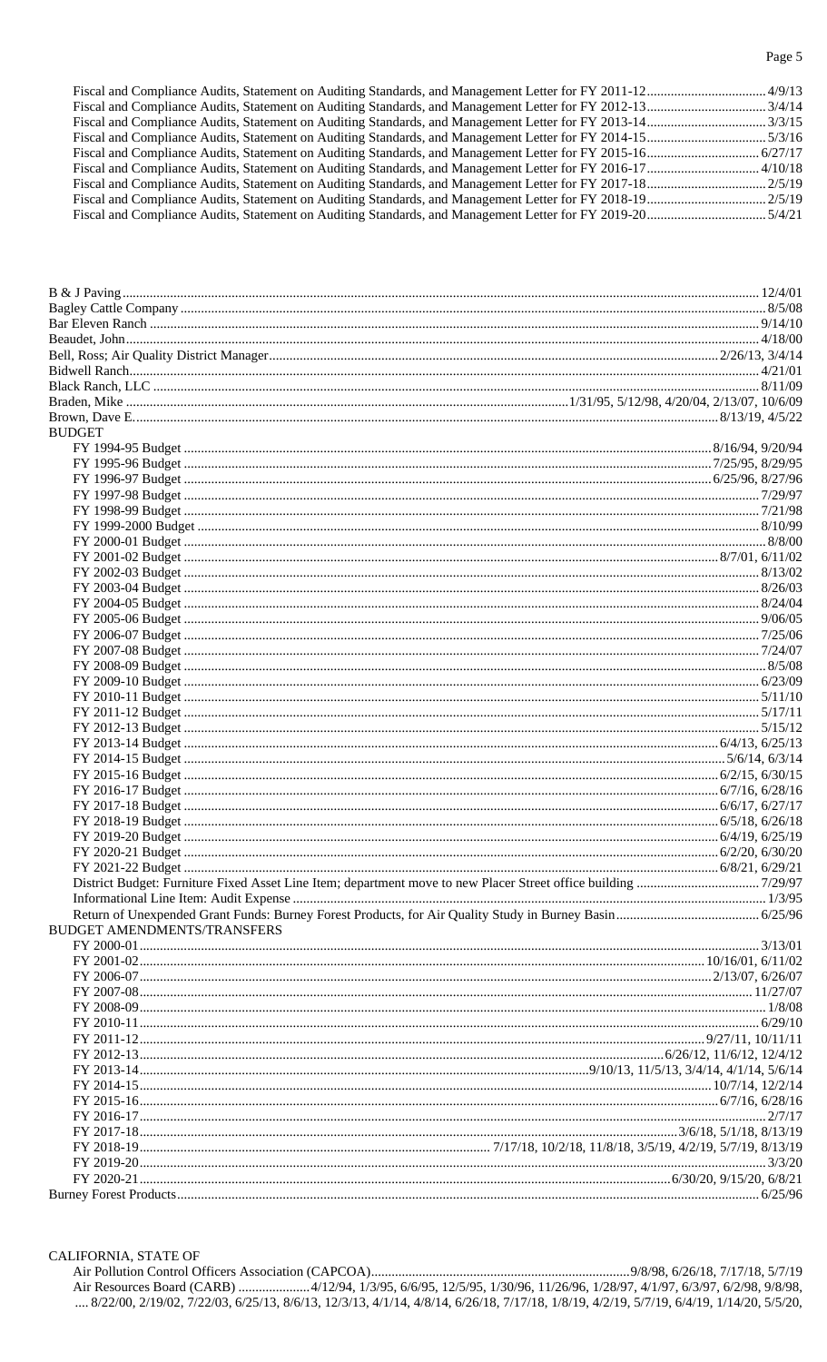Fiscal and Compliance Audits, Statement on Auditing Standards, and Management Letter for FY 2011-12 .......... 4/9/13
Fiscal and Compliance Audits, Statement on Auditing Standards, and Management Letter for FY 2012-13 .......... 3/4/14
Fiscal and Compliance Audits, Statement on Auditing Standards, and Management Letter for FY 2013-14 .......... 3/3/15
Fiscal and Compliance Audits, Statement on Auditing Standards, and Management Letter for FY 2014-15 .......... 5/3/16
Fiscal and Compliance Audits, Statement on Auditing Standards, and Management Letter for FY 2015-16 .......... 6/27/17
Fiscal and Compliance Audits, Statement on Auditing Standards, and Management Letter for FY 2016-17 .......... 4/10/18
Fiscal and Compliance Audits, Statement on Auditing Standards, and Management Letter for FY 2017-18 .......... 2/5/19
Fiscal and Compliance Audits, Statement on Auditing Standards, and Management Letter for FY 2018-19 .......... 2/5/19
Fiscal and Compliance Audits, Statement on Auditing Standards, and Management Letter for FY 2019-20 .......... 5/4/21

B & J Paving .......... 12/4/01
Bagley Cattle Company .......... 8/5/08
Bar Eleven Ranch .......... 9/14/10
Beaudet, John .......... 4/18/00
Bell, Ross; Air Quality District Manager .......... 2/26/13, 3/4/14
Bidwell Ranch .......... 4/21/01
Black Ranch, LLC .......... 8/11/09
Braden, Mike .......... 1/31/95, 5/12/98, 4/20/04, 2/13/07, 10/6/09
Brown, Dave E. .......... 8/13/19, 4/5/22

BUDGET
- FY 1994-95 Budget .......... 8/16/94, 9/20/94
- FY 1995-96 Budget .......... 7/25/95, 8/29/95
- FY 1996-97 Budget .......... 6/25/96, 8/27/96
- FY 1997-98 Budget .......... 7/29/97
- FY 1998-99 Budget .......... 7/21/98
- FY 1999-2000 Budget .......... 8/10/99
- FY 2000-01 Budget .......... 8/8/00
- FY 2001-02 Budget .......... 8/7/01, 6/11/02
- FY 2002-03 Budget .......... 8/13/02
- FY 2003-04 Budget .......... 8/26/03
- FY 2004-05 Budget .......... 8/24/04
- FY 2005-06 Budget .......... 9/06/05
- FY 2006-07 Budget .......... 7/25/06
- FY 2007-08 Budget .......... 7/24/07
- FY 2008-09 Budget .......... 8/5/08
- FY 2009-10 Budget .......... 6/23/09
- FY 2010-11 Budget .......... 5/11/10
- FY 2011-12 Budget .......... 5/17/11
- FY 2012-13 Budget .......... 5/15/12
- FY 2013-14 Budget .......... 6/4/13, 6/25/13
- FY 2014-15 Budget .......... 5/6/14, 6/3/14
- FY 2015-16 Budget .......... 6/2/15, 6/30/15
- FY 2016-17 Budget .......... 6/7/16, 6/28/16
- FY 2017-18 Budget .......... 6/6/17, 6/27/17
- FY 2018-19 Budget .......... 6/5/18, 6/26/18
- FY 2019-20 Budget .......... 6/4/19, 6/25/19
- FY 2020-21 Budget .......... 6/2/20, 6/30/20
- FY 2021-22 Budget .......... 6/8/21, 6/29/21
- District Budget: Furniture Fixed Asset Line Item; department move to new Placer Street office building .......... 7/29/97
- Informational Line Item: Audit Expense .......... 1/3/95
- Return of Unexpended Grant Funds: Burney Forest Products, for Air Quality Study in Burney Basin .......... 6/25/96

BUDGET AMENDMENTS/TRANSFERS
- FY 2000-01 .......... 3/13/01
- FY 2001-02 .......... 10/16/01, 6/11/02
- FY 2006-07 .......... 2/13/07, 6/26/07
- FY 2007-08 .......... 11/27/07
- FY 2008-09 .......... 1/8/08
- FY 2010-11 .......... 6/29/10
- FY 2011-12 .......... 9/27/11, 10/11/11
- FY 2012-13 .......... 6/26/12, 11/6/12, 12/4/12
- FY 2013-14 .......... 9/10/13, 11/5/13, 3/4/14, 4/1/14, 5/6/14
- FY 2014-15 .......... 10/7/14, 12/2/14
- FY 2015-16 .......... 6/7/16, 6/28/16
- FY 2016-17 .......... 2/7/17
- FY 2017-18 .......... 3/6/18, 5/1/18, 8/13/19
- FY 2018-19 .......... 7/17/18, 10/2/18, 11/8/18, 3/5/19, 4/2/19, 5/7/19, 8/13/19
- FY 2019-20 .......... 3/3/20
- FY 2020-21 .......... 6/30/20, 9/15/20, 6/8/21

Burney Forest Products .......... 6/25/96

CALIFORNIA, STATE OF
- Air Pollution Control Officers Association (CAPCOA) .......... 9/8/98, 6/26/18, 7/17/18, 5/7/19
- Air Resources Board (CARB) .......... 4/12/94, 1/3/95, 6/6/95, 12/5/95, 1/30/96, 11/26/96, 1/28/97, 4/1/97, 6/3/97, 6/2/98, 9/8/98, .... 8/22/00, 2/19/02, 7/22/03, 6/25/13, 8/6/13, 12/3/13, 4/1/14, 4/8/14, 6/26/18, 7/17/18, 1/8/19, 4/2/19, 5/7/19, 6/4/19, 1/14/20, 5/5/20,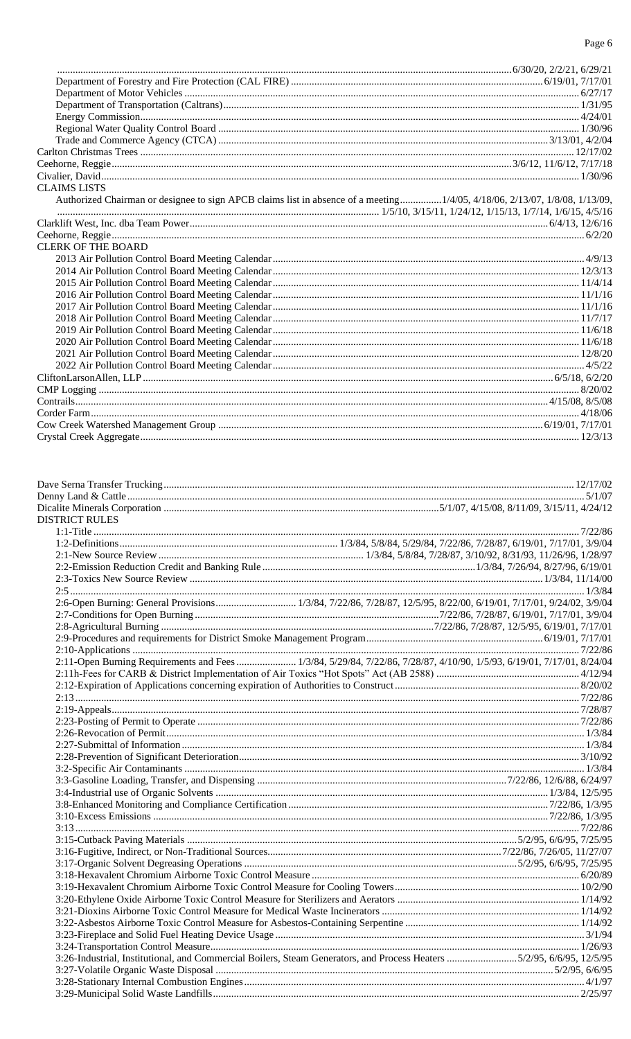........................................................................................................................................................6/30/20, 2/2/21, 6/29/21
Department of Forestry and Fire Protection (CAL FIRE)...................................................................................................6/19/01, 7/17/01
Department of Motor Vehicles..........................................................................................................................................6/27/17
Department of Transportation (Caltrans)..........................................................................................................................1/31/95
Energy Commission...........................................................................................................................................................4/24/01
Regional Water Quality Control Board...............................................................................................................................1/30/96
Trade and Commerce Agency (CTCA)...........................................................................................................3/13/01, 4/2/04
Carlton Christmas Trees...................................................................................................................................................12/17/02
Ceehorne, Reggie...................................................................................................................................3/6/12, 11/6/12, 7/17/18
Civalier, David...................................................................................................................................................................1/30/96

CLAIMS LISTS
Authorized Chairman or designee to sign APCB claims list in absence of a meeting................1/4/05, 4/18/06, 2/13/07, 1/8/08, 1/13/09,
................................................................................................ 1/5/10, 3/15/11, 1/24/12, 1/15/13, 1/7/14, 1/6/15, 4/5/16
Clarklift West, Inc. dba Team Power..................................................................................................................6/4/13, 12/6/16
Ceehorne, Reggie...............................................................................................................................................................6/2/20

CLERK OF THE BOARD
2013 Air Pollution Control Board Meeting Calendar...........................................................................................................4/9/13
2014 Air Pollution Control Board Meeting Calendar.........................................................................................................12/3/13
2015 Air Pollution Control Board Meeting Calendar.........................................................................................................11/4/14
2016 Air Pollution Control Board Meeting Calendar.........................................................................................................11/1/16
2017 Air Pollution Control Board Meeting Calendar.........................................................................................................11/1/16
2018 Air Pollution Control Board Meeting Calendar.........................................................................................................11/7/17
2019 Air Pollution Control Board Meeting Calendar.........................................................................................................11/6/18
2020 Air Pollution Control Board Meeting Calendar.........................................................................................................11/6/18
2021 Air Pollution Control Board Meeting Calendar.........................................................................................................12/8/20
2022 Air Pollution Control Board Meeting Calendar...........................................................................................................4/5/22
CliftonLarsonAllen, LLP...................................................................................................................................6/5/18, 6/2/20
CMP Logging...................................................................................................................................................................8/20/02
Contrails.................................................................................................................................................4/15/08, 8/5/08
Corder Farm.....................................................................................................................................................................4/18/06
Cow Creek Watershed Management Group..................................................................................................6/19/01, 7/17/01
Crystal Creek Aggregate..................................................................................................................................................12/3/13

Dave Serna Transfer Trucking..........................................................................................................................................12/17/02
Denny Land & Cattle...........................................................................................................................................................5/1/07
Dicalite Minerals Corporation......................................................................................5/1/07, 4/15/08, 8/11/09, 3/15/11, 4/24/12

DISTRICT RULES
1:1-Title............................................................................................................................................................................7/22/86
1:2-Definitions.................................................................... 1/3/84, 5/8/84, 5/29/84, 7/22/86, 7/28/87, 6/19/01, 7/17/01, 3/9/04
2:1-New Source Review.................................................................. 1/3/84, 5/8/84, 7/28/87, 3/10/92, 8/31/93, 11/26/96, 1/28/97
2:2-Emission Reduction Credit and Banking Rule..........................................................................1/3/84, 7/26/94, 8/27/96, 6/19/01
2:3-Toxics New Source Review..............................................................................................................................1/3/84, 11/14/00
2:5...................................................................................................................................................................................1/3/84
2:6-Open Burning: General Provisions.............................. 1/3/84, 7/22/86, 7/28/87, 12/5/95, 8/22/00, 6/19/01, 7/17/01, 9/24/02, 3/9/04
2:7-Conditions for Open Burning.........................................................................................7/22/86, 7/28/87, 6/19/01, 7/17/01, 3/9/04
2:8-Agricultural Burning.............................................................................................7/22/86, 7/28/87, 12/5/95, 6/19/01, 7/17/01
2:9-Procedures and requirements for District Smoke Management Program...................................................................6/19/01, 7/17/01
2:10-Applications.............................................................................................................................................................7/22/86
2:11-Open Burning Requirements and Fees...................... 1/3/84, 5/29/84, 7/22/86, 7/28/87, 4/10/90, 1/5/93, 6/19/01, 7/17/01, 8/24/04
2:11h-Fees for CARB & District Implementation of Air Toxics "Hot Spots" Act (AB 2588)......................................................4/12/94
2:12-Expiration of Applications concerning expiration of Authorities to Construct.....................................................................8/20/02
2:13...................................................................................................................................................................................7/22/86
2:19-Appeals.....................................................................................................................................................................7/28/87
2:23-Posting of Permit to Operate.......................................................................................................................................7/22/86
2:26-Revocation of Permit....................................................................................................................................................1/3/84
2:27-Submittal of Information...............................................................................................................................................1/3/84
2:28-Prevention of Significant Deterioration.......................................................................................................................3/10/92
3:2-Specific Air Contaminants..............................................................................................................................................1/3/84
3:3-Gasoline Loading, Transfer, and Dispensing...................................................................................7/22/86, 12/6/88, 6/24/97
3:4-Industrial use of Organic Solvents....................................................................................................................1/3/84, 12/5/95
3:8-Enhanced Monitoring and Compliance Certification....................................................................................................7/22/86, 1/3/95
3:10-Excess Emissions......................................................................................................................................7/22/86, 1/3/95
3:13...................................................................................................................................................................................7/22/86
3:15-Cutback Paving Materials..........................................................................................................5/2/95, 6/6/95, 7/25/95
3:16-Fugitive, Indirect, or Non-Traditional Sources.....................................................................................7/22/86, 7/26/05, 11/27/07
3:17-Organic Solvent Degreasing Operations.....................................................................................................5/2/95, 6/6/95, 7/25/95
3:18-Hexavalent Chromium Airborne Toxic Control Measure..............................................................................................6/20/89
3:19-Hexavalent Chromium Airborne Toxic Control Measure for Cooling Towers......................................................................10/2/90
3:20-Ethylene Oxide Airborne Toxic Control Measure for Sterilizers and Aerators....................................................................1/14/92
3:21-Dioxins Airborne Toxic Control Measure for Medical Waste Incinerators.........................................................................1/14/92
3:22-Asbestos Airborne Toxic Control Measure for Asbestos-Containing Serpentine................................................................1/14/92
3:23-Fireplace and Solid Fuel Heating Device Usage..........................................................................................................3/1/94
3:24-Transportation Control Measure...............................................................................................................................1/26/93
3:26-Industrial, Institutional, and Commercial Boilers, Steam Generators, and Process Heaters...........................5/2/95, 6/6/95, 12/5/95
3:27-Volatile Organic Waste Disposal..........................................................................................................................5/2/95, 6/6/95
3:28-Stationary Internal Combustion Engines.....................................................................................................................4/1/97
3:29-Municipal Solid Waste Landfills................................................................................................................................2/25/97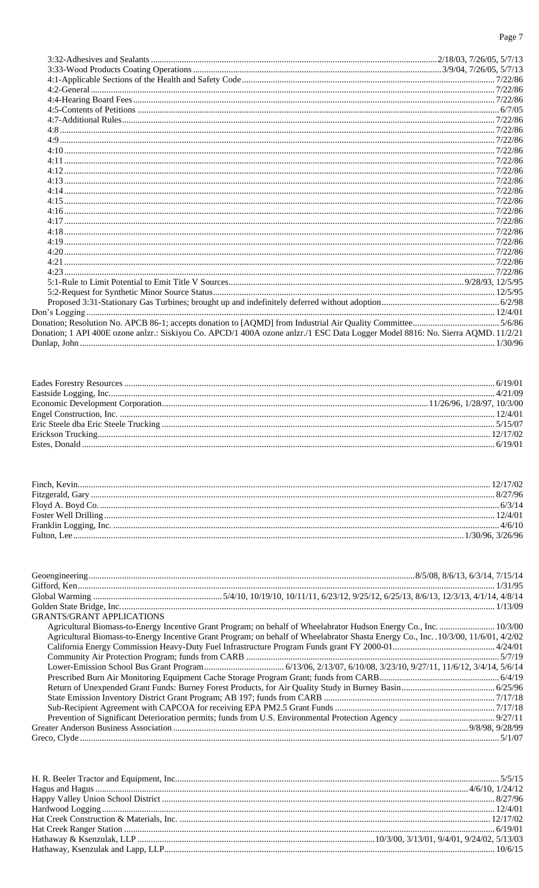3:32-Adhesives and Sealants ............................................................................................................. 2/18/03, 7/26/05, 5/7/13
3:33-Wood Products Coating Operations ................................................................................................ 3/9/04, 7/26/05, 5/7/13
4:1-Applicable Sections of the Health and Safety Code ..................................................................................................... 7/22/86
4:2-General ........................................................................................................................................................................ 7/22/86
4:4-Hearing Board Fees ..................................................................................................................................................... 7/22/86
4:5-Contents of Petitions ...................................................................................................................................................... 6/7/05
4:7-Additional Rules ............................................................................................................................................................ 7/22/86
4:8 ........................................................................................................................................................................................ 7/22/86
4:9 ........................................................................................................................................................................................ 7/22/86
4:10 ...................................................................................................................................................................................... 7/22/86
4:11 ...................................................................................................................................................................................... 7/22/86
4:12 ...................................................................................................................................................................................... 7/22/86
4:13 ...................................................................................................................................................................................... 7/22/86
4:14 ...................................................................................................................................................................................... 7/22/86
4:15 ...................................................................................................................................................................................... 7/22/86
4:16 ...................................................................................................................................................................................... 7/22/86
4:17 ...................................................................................................................................................................................... 7/22/86
4:18 ...................................................................................................................................................................................... 7/22/86
4:19 ...................................................................................................................................................................................... 7/22/86
4:20 ...................................................................................................................................................................................... 7/22/86
4:21 ...................................................................................................................................................................................... 7/22/86
4:23 ...................................................................................................................................................................................... 7/22/86
5:1-Rule to Limit Potential to Emit Title V Sources ........................................................................................ 9/28/93, 12/5/95
5:2-Request for Synthetic Minor Source Status ................................................................................................................ 12/5/95
Proposed 3:31-Stationary Gas Turbines; brought up and indefinitely deferred without adoption ..................................... 6/2/98
Don's Logging ......................................................................................................................................................................... 12/4/01
Donation; Resolution No. APCB 86-1; accepts donation to [AQMD] from Industrial Air Quality Committee ........................ 5/6/86
Donation; 1 API 400E ozone anlzr.: Siskiyou Co. APCD/1 400A ozone anlzr./1 ESC Data Logger Model 8816: No. Sierra AQMD. 11/2/21
Dunlap, John ........................................................................................................................................................................... 1/30/96

Eades Forestry Resources ...................................................................................................................................................... 6/19/01
Eastside Logging, Inc. ............................................................................................................................................................. 4/21/09
Economic Development Corporation ........................................................................................................ 11/26/96, 1/28/97, 10/3/00
Engel Construction, Inc. ......................................................................................................................................................... 12/4/01
Eric Steele dba Eric Steele Trucking ...................................................................................................................................... 5/15/07
Erickson Trucking .................................................................................................................................................................. 12/17/02
Estes, Donald .......................................................................................................................................................................... 6/19/01

Finch, Kevin ........................................................................................................................................................................... 12/17/02
Fitzgerald, Gary ...................................................................................................................................................................... 8/27/96
Floyd A. Boyd Co. ..................................................................................................................................................................... 6/3/14
Foster Well Drilling ................................................................................................................................................................. 12/4/01
Franklin Logging, Inc. ............................................................................................................................................................... 4/6/10
Fulton, Lee ..................................................................................................................................................................... 1/30/96, 3/26/96

Geoengineering ..................................................................................................................................... 8/5/08, 8/6/13, 6/3/14, 7/15/14
Gifford, Ken ............................................................................................................................................................................. 1/31/95
Global Warming .......................................................... 5/4/10, 10/19/10, 10/11/11, 6/23/12, 9/25/12, 6/25/13, 8/6/13, 12/3/13, 4/1/14, 4/8/14
Golden State Bridge, Inc. ......................................................................................................................................................... 1/13/09
GRANTS/GRANT APPLICATIONS
Agricultural Biomass-to-Energy Incentive Grant Program; on behalf of Wheelabrator Hudson Energy Co., Inc. ......................... 10/3/00
Agricultural Biomass-to-Energy Incentive Grant Program; on behalf of Wheelabrator Shasta Energy Co., Inc. . 10/3/00, 11/6/01, 4/2/02
California Energy Commission Heavy-Duty Fuel Infrastructure Program Funds grant FY 2000-01 ............................................. 4/24/01
Community Air Protection Program; funds from CARB ................................................................................................................ 5/7/19
Lower-Emission School Bus Grant Program .................................... 6/13/06, 2/13/07, 6/10/08, 3/23/10, 9/27/11, 11/6/12, 3/4/14, 5/6/14
Prescribed Burn Air Monitoring Equipment Cache Storage Program Grant; funds from CARB ...................................................... 6/4/19
Return of Unexpended Grant Funds: Burney Forest Products, for Air Quality Study in Burney Basin .......................................... 6/25/96
State Emission Inventory District Grant Program; AB 197; funds from CARB ............................................................................ 7/17/18
Sub-Recipient Agreement with CAPCOA for receiving EPA PM2.5 Grant Funds ....................................................................... 7/17/18
Prevention of Significant Deterioration permits; funds from U.S. Environmental Protection Agency ........................................... 9/27/11
Greater Anderson Business Association ...................................................................................................................... 9/8/98, 9/28/99
Greco, Clyde ............................................................................................................................................................................... 5/1/07

H. R. Beeler Tractor and Equipment, Inc. .................................................................................................................................. 5/5/15
Hagus and Hagus ........................................................................................................................................................ 4/6/10, 1/24/12
Happy Valley Union School District ......................................................................................................................................... 8/27/96
Hardwood Logging ................................................................................................................................................................... 12/4/01
Hat Creek Construction & Materials, Inc. ............................................................................................................................... 12/17/02
Hat Creek Ranger Station .......................................................................................................................................................... 6/19/01
Hathaway & Ksenzulak, LLP ........................................................................................... 10/3/00, 3/13/01, 9/4/01, 9/24/02, 5/13/03
Hathaway, Ksenzulak and Lapp, LLP ........................................................................................................................................ 10/6/15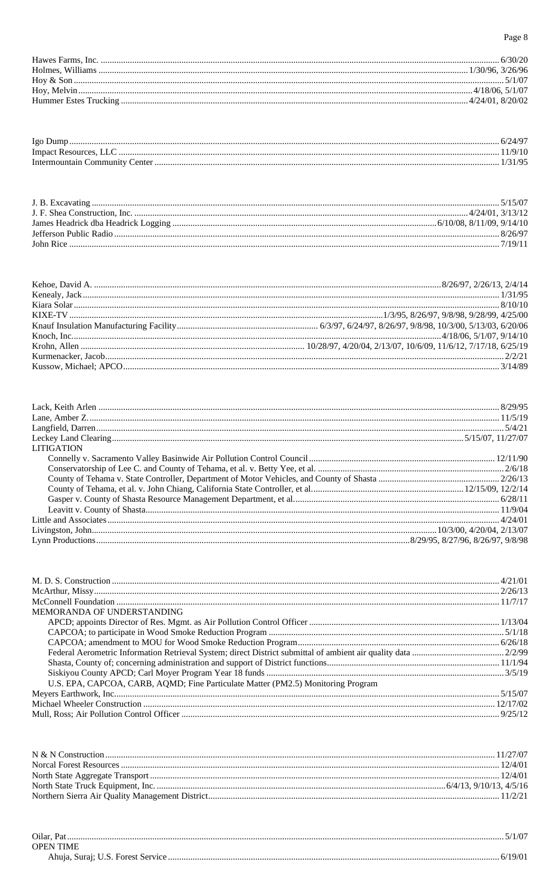Hawes Farms, Inc. .... 6/30/20
Holmes, Williams .... 1/30/96, 3/26/96
Hoy & Son .... 5/1/07
Hoy, Melvin .... 4/18/06, 5/1/07
Hummer Estes Trucking .... 4/24/01, 8/20/02

Igo Dump .... 6/24/97
Impact Resources, LLC .... 11/9/10
Intermountain Community Center .... 1/31/95

J. B. Excavating .... 5/15/07
J. F. Shea Construction, Inc. .... 4/24/01, 3/13/12
James Headrick dba Headrick Logging .... 6/10/08, 8/11/09, 9/14/10
Jefferson Public Radio .... 8/26/97
John Rice .... 7/19/11

Kehoe, David A. .... 8/26/97, 2/26/13, 2/4/14
Kenealy, Jack .... 1/31/95
Kiara Solar .... 8/10/10
KIXE-TV .... 1/3/95, 8/26/97, 9/8/98, 9/28/99, 4/25/00
Knauf Insulation Manufacturing Facility .... 6/3/97, 6/24/97, 8/26/97, 9/8/98, 10/3/00, 5/13/03, 6/20/06
Knoch, Inc. .... 4/18/06, 5/1/07, 9/14/10
Krohn, Allen .... 10/28/97, 4/20/04, 2/13/07, 10/6/09, 11/6/12, 7/17/18, 6/25/19
Kurmenacker, Jacob .... 2/2/21
Kussow, Michael; APCO .... 3/14/89

Lack, Keith Arlen .... 8/29/95
Lane, Amber Z. .... 11/5/19
Langfield, Darren .... 5/4/21
Leckey Land Clearing .... 5/15/07, 11/27/07
LITIGATION
- Connelly v. Sacramento Valley Basinwide Air Pollution Control Council .... 12/11/90
- Conservatorship of Lee C. and County of Tehama, et al. v. Betty Yee, et al. .... 2/6/18
- County of Tehama v. State Controller, Department of Motor Vehicles, and County of Shasta .... 2/26/13
- County of Tehama, et al. v. John Chiang, California State Controller, et al. .... 12/15/09, 12/2/14
- Gasper v. County of Shasta Resource Management Department, et al. .... 6/28/11
- Leavitt v. County of Shasta .... 11/9/04

Little and Associates .... 4/24/01
Livingston, John .... 10/3/00, 4/20/04, 2/13/07
Lynn Productions .... 8/29/95, 8/27/96, 8/26/97, 9/8/98

M. D. S. Construction .... 4/21/01
McArthur, Missy .... 2/26/13
McConnell Foundation .... 11/7/17
MEMORANDA OF UNDERSTANDING
- APCD; appoints Director of Res. Mgmt. as Air Pollution Control Officer .... 1/13/04
- CAPCOA; to participate in Wood Smoke Reduction Program .... 5/1/18
- CAPCOA; amendment to MOU for Wood Smoke Reduction Program .... 6/26/18
- Federal Aerometric Information Retrieval System; direct District submittal of ambient air quality data .... 2/2/99
- Shasta, County of; concerning administration and support of District functions .... 11/1/94
- Siskiyou County APCD; Carl Moyer Program Year 18 funds .... 3/5/19
- U.S. EPA, CAPCOA, CARB, AQMD; Fine Particulate Matter (PM2.5) Monitoring Program

Meyers Earthwork, Inc. .... 5/15/07
Michael Wheeler Construction .... 12/17/02
Mull, Ross; Air Pollution Control Officer .... 9/25/12

N & N Construction .... 11/27/07
Norcal Forest Resources .... 12/4/01
North State Aggregate Transport .... 12/4/01
North State Truck Equipment, Inc. .... 6/4/13, 9/10/13, 4/5/16
Northern Sierra Air Quality Management District .... 11/2/21

Oilar, Pat .... 5/1/07
OPEN TIME
- Ahuja, Suraj; U.S. Forest Service .... 6/19/01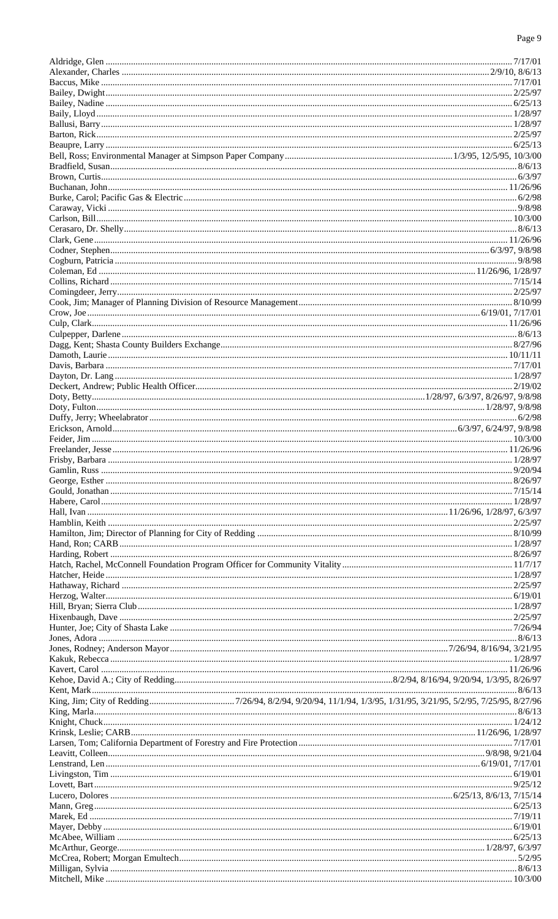Aldridge, Glen .................................................................................................................................................................. 7/17/01
Alexander, Charles ........................................................................................................................................... 2/9/10, 8/6/13
Baccus, Mike ..................................................................................................................................................................... 7/17/01
Bailey, Dwight ................................................................................................................................................................... 2/25/97
Bailey, Nadine .................................................................................................................................................................... 6/25/13
Baily, Lloyd ......................................................................................................................................................................... 1/28/97
Ballusi, Barry ....................................................................................................................................................................... 1/28/97
Barton, Rick ........................................................................................................................................................................ 2/25/97
Beaupre, Larry .................................................................................................................................................................... 6/25/13
Bell, Ross; Environmental Manager at Simpson Paper Company ....................................................... 1/3/95, 12/5/95, 10/3/00
Bradfield, Susan .................................................................................................................................................................... 8/6/13
Brown, Curtis ........................................................................................................................................................................ 6/3/97
Buchanan, John .................................................................................................................................................................. 11/26/96
Burke, Carol; Pacific Gas & Electric .................................................................................................................................. 6/2/98
Caraway, Vicki ...................................................................................................................................................................... 9/8/98
Carlson, Bill ......................................................................................................................................................................... 10/3/00
Cerasaro, Dr. Shelly ............................................................................................................................................................. 8/6/13
Clark, Gene ......................................................................................................................................................................... 11/26/96
Codner, Stephen ........................................................................................................................................................ 6/3/97, 9/8/98
Cogburn, Patricia .................................................................................................................................................................. 9/8/98
Coleman, Ed ........................................................................................................................................................ 11/26/96, 1/28/97
Collins, Richard ................................................................................................................................................................... 7/15/14
Comingdeer, Jerry ................................................................................................................................................................ 2/25/97
Cook, Jim; Manager of Planning Division of Resource Management ................................................................................... 8/10/99
Crow, Joe ........................................................................................................................................................... 6/19/01, 7/17/01
Culp, Clark ......................................................................................................................................................................... 11/26/96
Culpepper, Darlene ................................................................................................................................................................ 8/6/13
Dagg, Kent; Shasta County Builders Exchange ................................................................................................................... 8/27/96
Damoth, Laurie .................................................................................................................................................................... 10/11/11
Davis, Barbara ...................................................................................................................................................................... 7/17/01
Dayton, Dr. Lang ................................................................................................................................................................. 1/28/97
Deckert, Andrew; Public Health Officer .............................................................................................................................. 2/19/02
Doty, Betty ............................................................................................................................ 1/28/97, 6/3/97, 8/26/97, 9/8/98
Doty, Fulton ............................................................................................................................................................ 1/28/97, 9/8/98
Duffy, Jerry; Wheelabrator ..................................................................................................................................................... 6/2/98
Erickson, Arnold .......................................................................................................................................... 6/3/97, 6/24/97, 9/8/98
Feider, Jim ............................................................................................................................................................................ 10/3/00
Freelander, Jesse .................................................................................................................................................................. 11/26/96
Frisby, Barbara ..................................................................................................................................................................... 1/28/97
Gamlin, Russ ........................................................................................................................................................................ 9/20/94
George, Esther ...................................................................................................................................................................... 8/26/97
Gould, Jonathan ................................................................................................................................................................... 7/15/14
Habere, Carol ....................................................................................................................................................................... 1/28/97
Hall, Ivan .................................................................................................................................................. 11/26/96, 1/28/97, 6/3/97
Hamblin, Keith ..................................................................................................................................................................... 2/25/97
Hamilton, Jim; Director of Planning for City of Redding ..................................................................................................... 8/10/99
Hand, Ron; CARB ................................................................................................................................................................ 1/28/97
Harding, Robert .................................................................................................................................................................... 8/26/97
Hatch, Rachel, McConnell Foundation Program Officer for Community Vitality ............................................................... 11/7/17
Hatcher, Heide ..................................................................................................................................................................... 1/28/97
Hathaway, Richard ................................................................................................................................................................ 2/25/97
Herzog, Walter ..................................................................................................................................................................... 6/19/01
Hill, Bryan; Sierra Club ....................................................................................................................................................... 1/28/97
Hixenbaugh, Dave ................................................................................................................................................................ 2/25/97
Hunter, Joe; City of Shasta Lake .......................................................................................................................................... 7/26/94
Jones, Adora ........................................................................................................................................................................... 8/6/13
Jones, Rodney; Anderson Mayor .............................................................................................................. 7/26/94, 8/16/94, 3/21/95
Kakuk, Rebecca .................................................................................................................................................................... 1/28/97
Kavert, Carol ....................................................................................................................................................................... 11/26/96
Kehoe, David A.; City of Redding ................................................................................................ 8/2/94, 8/16/94, 9/20/94, 1/3/95, 8/26/97
Kent, Mark ............................................................................................................................................................................. 8/6/13
King, Jim; City of Redding ...................................... 7/26/94, 8/2/94, 9/20/94, 11/1/94, 1/3/95, 1/31/95, 3/21/95, 5/2/95, 7/25/95, 8/27/96
King, Marla ............................................................................................................................................................................ 8/6/13
Knight, Chuck ...................................................................................................................................................................... 1/24/12
Krinsk, Leslie; CARB ..................................................................................................................................... 11/26/96, 1/28/97
Larsen, Tom; California Department of Forestry and Fire Protection .................................................................................. 7/17/01
Leavitt, Colleen .......................................................................................................................................................... 9/8/98, 9/21/04
Lenstrand, Len ......................................................................................................................................................... 6/19/01, 7/17/01
Livingston, Tim .................................................................................................................................................................... 6/19/01
Lovett, Bart ........................................................................................................................................................................... 9/25/12
Lucero, Dolores ............................................................................................................................................ 6/25/13, 8/6/13, 7/15/14
Mann, Greg .......................................................................................................................................................................... 6/25/13
Marek, Ed ............................................................................................................................................................................ 7/19/11
Mayer, Debby ....................................................................................................................................................................... 6/19/01
McAbee, William .................................................................................................................................................................. 6/25/13
McArthur, George ....................................................................................................................................................... 1/28/97, 6/3/97
McCrea, Robert; Morgan Emultech ........................................................................................................................................ 5/2/95
Milligan, Sylvia ...................................................................................................................................................................... 8/6/13
Mitchell, Mike ...................................................................................................................................................................... 10/3/00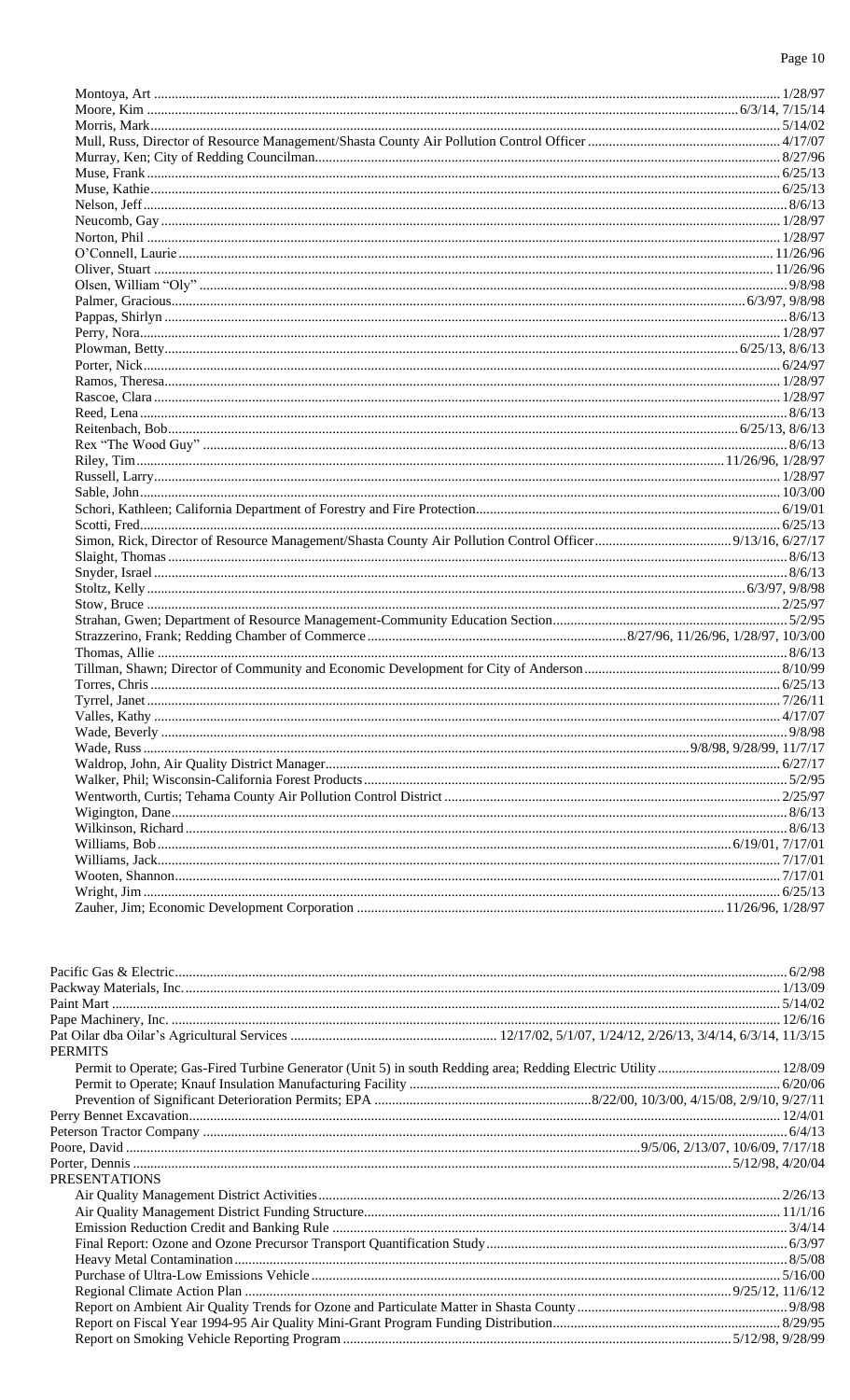Montoya, Art .......... 1/28/97
Moore, Kim .......... 6/3/14, 7/15/14
Morris, Mark.......... 5/14/02
Mull, Russ, Director of Resource Management/Shasta County Air Pollution Control Officer .......... 4/17/07
Murray, Ken; City of Redding Councilman.......... 8/27/96
Muse, Frank .......... 6/25/13
Muse, Kathie.......... 6/25/13
Nelson, Jeff .......... 8/6/13
Neucomb, Gay .......... 1/28/97
Norton, Phil .......... 1/28/97
O'Connell, Laurie .......... 11/26/96
Oliver, Stuart .......... 11/26/96
Olsen, William "Oly" .......... 9/8/98
Palmer, Gracious.......... 6/3/97, 9/8/98
Pappas, Shirlyn .......... 8/6/13
Perry, Nora.......... 1/28/97
Plowman, Betty.......... 6/25/13, 8/6/13
Porter, Nick.......... 6/24/97
Ramos, Theresa.......... 1/28/97
Rascoe, Clara .......... 1/28/97
Reed, Lena .......... 8/6/13
Reitenbach, Bob.......... 6/25/13, 8/6/13
Rex "The Wood Guy" .......... 8/6/13
Riley, Tim.......... 11/26/96, 1/28/97
Russell, Larry.......... 1/28/97
Sable, John.......... 10/3/00
Schori, Kathleen; California Department of Forestry and Fire Protection.......... 6/19/01
Scotti, Fred.......... 6/25/13
Simon, Rick, Director of Resource Management/Shasta County Air Pollution Control Officer.......... 9/13/16, 6/27/17
Slaight, Thomas .......... 8/6/13
Snyder, Israel .......... 8/6/13
Stoltz, Kelly .......... 6/3/97, 9/8/98
Stow, Bruce .......... 2/25/97
Strahan, Gwen; Department of Resource Management-Community Education Section.......... 5/2/95
Strazzerino, Frank; Redding Chamber of Commerce .......... 8/27/96, 11/26/96, 1/28/97, 10/3/00
Thomas, Allie .......... 8/6/13
Tillman, Shawn; Director of Community and Economic Development for City of Anderson.......... 8/10/99
Torres, Chris .......... 6/25/13
Tyrrel, Janet .......... 7/26/11
Valles, Kathy .......... 4/17/07
Wade, Beverly .......... 9/8/98
Wade, Russ .......... 9/8/98, 9/28/99, 11/7/17
Waldrop, John, Air Quality District Manager.......... 6/27/17
Walker, Phil; Wisconsin-California Forest Products.......... 5/2/95
Wentworth, Curtis; Tehama County Air Pollution Control District .......... 2/25/97
Wigington, Dane.......... 8/6/13
Wilkinson, Richard .......... 8/6/13
Williams, Bob.......... 6/19/01, 7/17/01
Williams, Jack.......... 7/17/01
Wooten, Shannon.......... 7/17/01
Wright, Jim .......... 6/25/13
Zauher, Jim; Economic Development Corporation .......... 11/26/96, 1/28/97

Pacific Gas & Electric.......... 6/2/98
Packway Materials, Inc. .......... 1/13/09
Paint Mart .......... 5/14/02
Pape Machinery, Inc. .......... 12/6/16
Pat Oilar dba Oilar's Agricultural Services .......... 12/17/02, 5/1/07, 1/24/12, 2/26/13, 3/4/14, 6/3/14, 11/3/15

PERMITS

- Permit to Operate; Gas-Fired Turbine Generator (Unit 5) in south Redding area; Redding Electric Utility .......... 12/8/09
- Permit to Operate; Knauf Insulation Manufacturing Facility .......... 6/20/06
- Prevention of Significant Deterioration Permits; EPA .......... 8/22/00, 10/3/00, 4/15/08, 2/9/10, 9/27/11

Perry Bennet Excavation.......... 12/4/01
Peterson Tractor Company .......... 6/4/13
Poore, David .......... 9/5/06, 2/13/07, 10/6/09, 7/17/18
Porter, Dennis .......... 5/12/98, 4/20/04

PRESENTATIONS

- Air Quality Management District Activities.......... 2/26/13
- Air Quality Management District Funding Structure.......... 11/1/16
- Emission Reduction Credit and Banking Rule .......... 3/4/14
- Final Report: Ozone and Ozone Precursor Transport Quantification Study.......... 6/3/97
- Heavy Metal Contamination.......... 8/5/08
- Purchase of Ultra-Low Emissions Vehicle .......... 5/16/00
- Regional Climate Action Plan .......... 9/25/12, 11/6/12
- Report on Ambient Air Quality Trends for Ozone and Particulate Matter in Shasta County.......... 9/8/98
- Report on Fiscal Year 1994-95 Air Quality Mini-Grant Program Funding Distribution.......... 8/29/95
- Report on Smoking Vehicle Reporting Program .......... 5/12/98, 9/28/99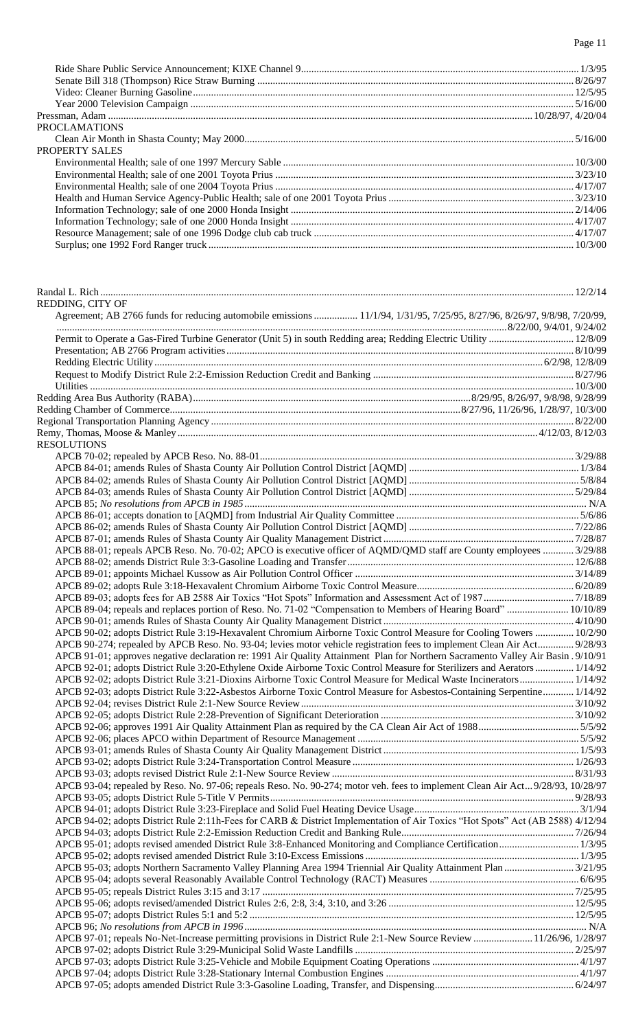Ride Share Public Service Announcement; KIXE Channel 9 ........ 1/3/95
Senate Bill 318 (Thompson) Rice Straw Burning ........ 8/26/97
Video: Cleaner Burning Gasoline ........ 12/5/95
Year 2000 Television Campaign ........ 5/16/00

Pressman, Adam ........ 10/28/97, 4/20/04

PROCLAMATIONS

Clean Air Month in Shasta County; May 2000 ........ 5/16/00

PROPERTY SALES

Environmental Health; sale of one 1997 Mercury Sable ........ 10/3/00
Environmental Health; sale of one 2001 Toyota Prius ........ 3/23/10
Environmental Health; sale of one 2004 Toyota Prius ........ 4/17/07
Health and Human Service Agency-Public Health; sale of one 2001 Toyota Prius ........ 3/23/10
Information Technology; sale of one 2000 Honda Insight ........ 2/14/06
Information Technology; sale of one 2000 Honda Insight ........ 4/17/07
Resource Management; sale of one 1996 Dodge club cab truck ........ 4/17/07
Surplus; one 1992 Ford Ranger truck ........ 10/3/00

Randal L. Rich ........ 12/2/14

REDDING, CITY OF

Agreement; AB 2766 funds for reducing automobile emissions ........ 11/1/94, 1/31/95, 7/25/95, 8/27/96, 8/26/97, 9/8/98, 7/20/99, ........ 8/22/00, 9/4/01, 9/24/02
Permit to Operate a Gas-Fired Turbine Generator (Unit 5) in south Redding area; Redding Electric Utility ........ 12/8/09
Presentation; AB 2766 Program activities ........ 8/10/99
Redding Electric Utility ........ 6/2/98, 12/8/09
Request to Modify District Rule 2:2-Emission Reduction Credit and Banking ........ 8/27/96
Utilities ........ 10/3/00

Redding Area Bus Authority (RABA) ........ 8/29/95, 8/26/97, 9/8/98, 9/28/99
Redding Chamber of Commerce ........ 8/27/96, 11/26/96, 1/28/97, 10/3/00
Regional Transportation Planning Agency ........ 8/22/00
Remy, Thomas, Moose & Manley ........ 4/12/03, 8/12/03

RESOLUTIONS

APCB 70-02; repealed by APCB Reso. No. 88-01 ........ 3/29/88
APCB 84-01; amends Rules of Shasta County Air Pollution Control District [AQMD] ........ 1/3/84
APCB 84-02; amends Rules of Shasta County Air Pollution Control District [AQMD] ........ 5/8/84
APCB 84-03; amends Rules of Shasta County Air Pollution Control District [AQMD] ........ 5/29/84
APCB 85; *No resolutions from APCB in 1985* ........ N/A
APCB 86-01; accepts donation to [AQMD] from Industrial Air Quality Committee ........ 5/6/86
APCB 86-02; amends Rules of Shasta County Air Pollution Control District [AQMD] ........ 7/22/86
APCB 87-01; amends Rules of Shasta County Air Quality Management District ........ 7/28/87
APCB 88-01; repeals APCB Reso. No. 70-02; APCO is executive officer of AQMD/QMD staff are County employees ........ 3/29/88
APCB 88-02; amends District Rule 3:3-Gasoline Loading and Transfer ........ 12/6/88
APCB 89-01; appoints Michael Kussow as Air Pollution Control Officer ........ 3/14/89
APCB 89-02; adopts Rule 3:18-Hexavalent Chromium Airborne Toxic Control Measure ........ 6/20/89
APCB 89-03; adopts fees for AB 2588 Air Toxics "Hot Spots" Information and Assessment Act of 1987 ........ 7/18/89
APCB 89-04; repeals and replaces portion of Reso. No. 71-02 "Compensation to Members of Hearing Board" ........ 10/10/89
APCB 90-01; amends Rules of Shasta County Air Quality Management District ........ 4/10/90
APCB 90-02; adopts District Rule 3:19-Hexavalent Chromium Airborne Toxic Control Measure for Cooling Towers ........ 10/2/90
APCB 90-274; repealed by APCB Reso. No. 93-04; levies motor vehicle registration fees to implement Clean Air Act ........ 9/28/93
APCB 91-01; approves negative declaration re: 1991 Air Quality Attainment Plan for Northern Sacramento Valley Air Basin . 9/10/91
APCB 92-01; adopts District Rule 3:20-Ethylene Oxide Airborne Toxic Control Measure for Sterilizers and Aerators ........ 1/14/92
APCB 92-02; adopts District Rule 3:21-Dioxins Airborne Toxic Control Measure for Medical Waste Incinerators ........ 1/14/92
APCB 92-03; adopts District Rule 3:22-Asbestos Airborne Toxic Control Measure for Asbestos-Containing Serpentine ........ 1/14/92
APCB 92-04; revises District Rule 2:1-New Source Review ........ 3/10/92
APCB 92-05; adopts District Rule 2:28-Prevention of Significant Deterioration ........ 3/10/92
APCB 92-06; approves 1991 Air Quality Attainment Plan as required by the CA Clean Air Act of 1988 ........ 5/5/92
APCB 92-06; places APCO within Department of Resource Management ........ 5/5/92
APCB 93-01; amends Rules of Shasta County Air Quality Management District ........ 1/5/93
APCB 93-02; adopts District Rule 3:24-Transportation Control Measure ........ 1/26/93
APCB 93-03; adopts revised District Rule 2:1-New Source Review ........ 8/31/93
APCB 93-04; repealed by Reso. No. 97-06; repeals Reso. No. 90-274; motor veh. fees to implement Clean Air Act ... 9/28/93, 10/28/97
APCB 93-05; adopts District Rule 5-Title V Permits ........ 9/28/93
APCB 94-01; adopts District Rule 3:23-Fireplace and Solid Fuel Heating Device Usage ........ 3/1/94
APCB 94-02; adopts District Rule 2:11h-Fees for CARB & District Implementation of Air Toxics "Hot Spots" Act (AB 2588) 4/12/94
APCB 94-03; adopts District Rule 2:2-Emission Reduction Credit and Banking Rule ........ 7/26/94
APCB 95-01; adopts revised amended District Rule 3:8-Enhanced Monitoring and Compliance Certification ........ 1/3/95
APCB 95-02; adopts revised amended District Rule 3:10-Excess Emissions ........ 1/3/95
APCB 95-03; adopts Northern Sacramento Valley Planning Area 1994 Triennial Air Quality Attainment Plan ........ 3/21/95
APCB 95-04; adopts several Reasonably Available Control Technology (RACT) Measures ........ 6/6/95
APCB 95-05; repeals District Rules 3:15 and 3:17 ........ 7/25/95
APCB 95-06; adopts revised/amended District Rules 2:6, 2:8, 3:4, 3:10, and 3:26 ........ 12/5/95
APCB 95-07; adopts District Rules 5:1 and 5:2 ........ 12/5/95
APCB 96; *No resolutions from APCB in 1996* ........ N/A
APCB 97-01; repeals No-Net-Increase permitting provisions in District Rule 2:1-New Source Review ........ 11/26/96, 1/28/97
APCB 97-02; adopts District Rule 3:29-Municipal Solid Waste Landfills ........ 2/25/97
APCB 97-03; adopts District Rule 3:25-Vehicle and Mobile Equipment Coating Operations ........ 4/1/97
APCB 97-04; adopts District Rule 3:28-Stationary Internal Combustion Engines ........ 4/1/97
APCB 97-05; adopts amended District Rule 3:3-Gasoline Loading, Transfer, and Dispensing ........ 6/24/97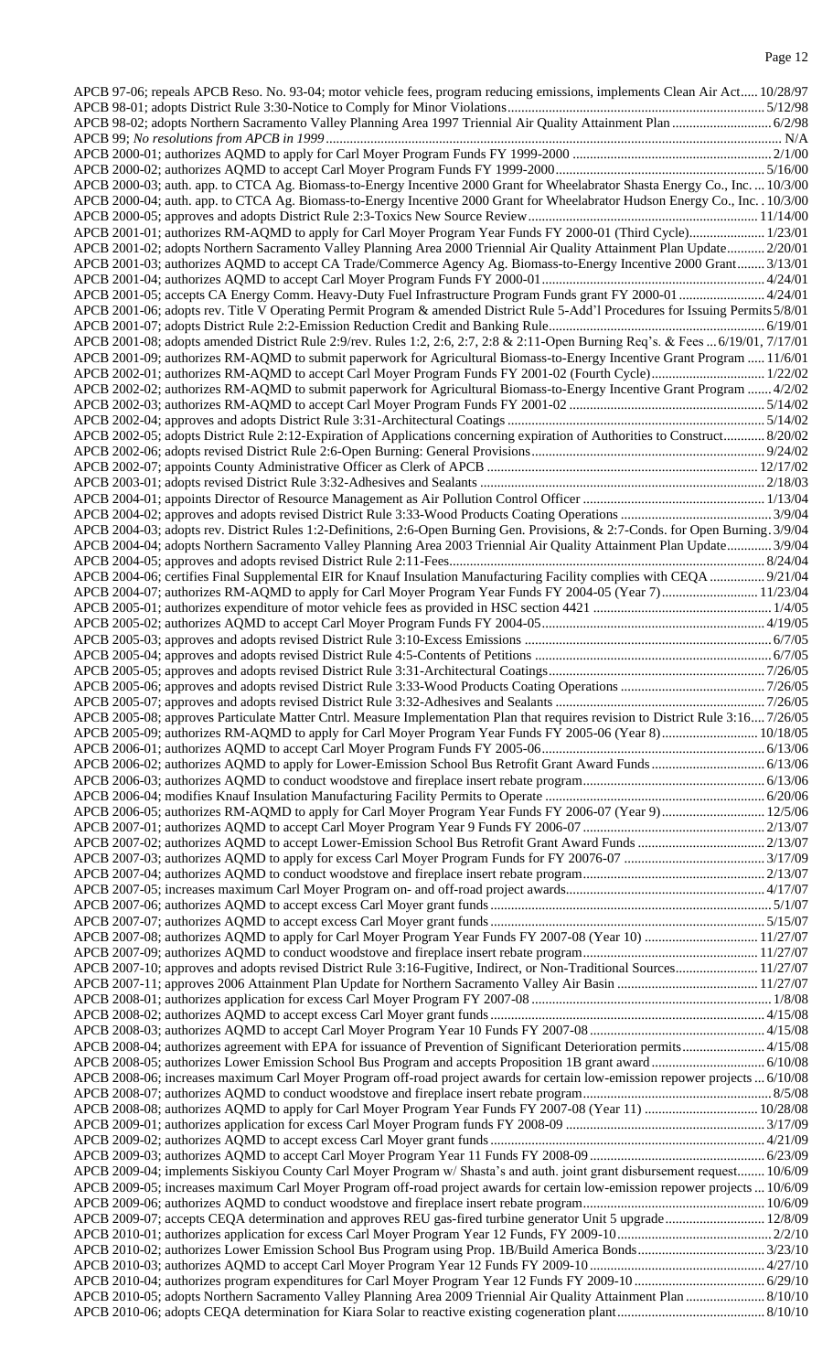APCB 97-06; repeals APCB Reso. No. 93-04; motor vehicle fees, program reducing emissions, implements Clean Air Act..... 10/28/97
APCB 98-01; adopts District Rule 3:30-Notice to Comply for Minor Violations..........5/12/98
APCB 98-02; adopts Northern Sacramento Valley Planning Area 1997 Triennial Air Quality Attainment Plan..........6/2/98
APCB 99; *No resolutions from APCB in 1999*..........N/A
APCB 2000-01; authorizes AQMD to apply for Carl Moyer Program Funds FY 1999-2000..........2/1/00
APCB 2000-02; authorizes AQMD to accept Carl Moyer Program Funds FY 1999-2000..........5/16/00
APCB 2000-03; auth. app. to CTCA Ag. Biomass-to-Energy Incentive 2000 Grant for Wheelabrator Shasta Energy Co., Inc. ... 10/3/00
APCB 2000-04; auth. app. to CTCA Ag. Biomass-to-Energy Incentive 2000 Grant for Wheelabrator Hudson Energy Co., Inc. . 10/3/00
APCB 2000-05; approves and adopts District Rule 2:3-Toxics New Source Review..........11/14/00
APCB 2001-01; authorizes RM-AQMD to apply for Carl Moyer Program Year Funds FY 2000-01 (Third Cycle)..........1/23/01
APCB 2001-02; adopts Northern Sacramento Valley Planning Area 2000 Triennial Air Quality Attainment Plan Update..........2/20/01
APCB 2001-03; authorizes AQMD to accept CA Trade/Commerce Agency Ag. Biomass-to-Energy Incentive 2000 Grant..........3/13/01
APCB 2001-04; authorizes AQMD to accept Carl Moyer Program Funds FY 2000-01..........4/24/01
APCB 2001-05; accepts CA Energy Comm. Heavy-Duty Fuel Infrastructure Program Funds grant FY 2000-01..........4/24/01
APCB 2001-06; adopts rev. Title V Operating Permit Program & amended District Rule 5-Add'l Procedures for Issuing Permits 5/8/01
APCB 2001-07; adopts District Rule 2:2-Emission Reduction Credit and Banking Rule..........6/19/01
APCB 2001-08; adopts amended District Rule 2:9/rev. Rules 1:2, 2:6, 2:7, 2:8 & 2:11-Open Burning Req's. & Fees ... 6/19/01, 7/17/01
APCB 2001-09; authorizes RM-AQMD to submit paperwork for Agricultural Biomass-to-Energy Incentive Grant Program ..... 11/6/01
APCB 2002-01; authorizes RM-AQMD to accept Carl Moyer Program Funds FY 2001-02 (Fourth Cycle)..........1/22/02
APCB 2002-02; authorizes RM-AQMD to submit paperwork for Agricultural Biomass-to-Energy Incentive Grant Program ....... 4/2/02
APCB 2002-03; authorizes RM-AQMD to accept Carl Moyer Program Funds FY 2001-02..........5/14/02
APCB 2002-04; approves and adopts District Rule 3:31-Architectural Coatings..........5/14/02
APCB 2002-05; adopts District Rule 2:12-Expiration of Applications concerning expiration of Authorities to Construct..........8/20/02
APCB 2002-06; adopts revised District Rule 2:6-Open Burning: General Provisions..........9/24/02
APCB 2002-07; appoints County Administrative Officer as Clerk of APCB..........12/17/02
APCB 2003-01; adopts revised District Rule 3:32-Adhesives and Sealants..........2/18/03
APCB 2004-01; appoints Director of Resource Management as Air Pollution Control Officer..........1/13/04
APCB 2004-02; approves and adopts revised District Rule 3:33-Wood Products Coating Operations..........3/9/04
APCB 2004-03; adopts rev. District Rules 1:2-Definitions, 2:6-Open Burning Gen. Provisions, & 2:7-Conds. for Open Burning . 3/9/04
APCB 2004-04; adopts Northern Sacramento Valley Planning Area 2003 Triennial Air Quality Attainment Plan Update..........3/9/04
APCB 2004-05; approves and adopts revised District Rule 2:11-Fees..........8/24/04
APCB 2004-06; certifies Final Supplemental EIR for Knauf Insulation Manufacturing Facility complies with CEQA..........9/21/04
APCB 2004-07; authorizes RM-AQMD to apply for Carl Moyer Program Year Funds FY 2004-05 (Year 7)..........11/23/04
APCB 2005-01; authorizes expenditure of motor vehicle fees as provided in HSC section 4421..........1/4/05
APCB 2005-02; authorizes AQMD to accept Carl Moyer Program Funds FY 2004-05..........4/19/05
APCB 2005-03; approves and adopts revised District Rule 3:10-Excess Emissions..........6/7/05
APCB 2005-04; approves and adopts revised District Rule 4:5-Contents of Petitions..........6/7/05
APCB 2005-05; approves and adopts revised District Rule 3:31-Architectural Coatings..........7/26/05
APCB 2005-06; approves and adopts revised District Rule 3:33-Wood Products Coating Operations..........7/26/05
APCB 2005-07; approves and adopts revised District Rule 3:32-Adhesives and Sealants..........7/26/05
APCB 2005-08; approves Particulate Matter Cntrl. Measure Implementation Plan that requires revision to District Rule 3:16.... 7/26/05
APCB 2005-09; authorizes RM-AQMD to apply for Carl Moyer Program Year Funds FY 2005-06 (Year 8)..........10/18/05
APCB 2006-01; authorizes AQMD to accept Carl Moyer Program Funds FY 2005-06..........6/13/06
APCB 2006-02; authorizes AQMD to apply for Lower-Emission School Bus Retrofit Grant Award Funds..........6/13/06
APCB 2006-03; authorizes AQMD to conduct woodstove and fireplace insert rebate program..........6/13/06
APCB 2006-04; modifies Knauf Insulation Manufacturing Facility Permits to Operate..........6/20/06
APCB 2006-05; authorizes RM-AQMD to apply for Carl Moyer Program Year Funds FY 2006-07 (Year 9)..........12/5/06
APCB 2007-01; authorizes AQMD to accept Carl Moyer Program Year 9 Funds FY 2006-07..........2/13/07
APCB 2007-02; authorizes AQMD to accept Lower-Emission School Bus Retrofit Grant Award Funds..........2/13/07
APCB 2007-03; authorizes AQMD to apply for excess Carl Moyer Program Funds for FY 20076-07..........3/17/09
APCB 2007-04; authorizes AQMD to conduct woodstove and fireplace insert rebate program..........2/13/07
APCB 2007-05; increases maximum Carl Moyer Program on- and off-road project awards..........4/17/07
APCB 2007-06; authorizes AQMD to accept excess Carl Moyer grant funds..........5/1/07
APCB 2007-07; authorizes AQMD to accept excess Carl Moyer grant funds..........5/15/07
APCB 2007-08; authorizes AQMD to apply for Carl Moyer Program Year Funds FY 2007-08 (Year 10)..........11/27/07
APCB 2007-09; authorizes AQMD to conduct woodstove and fireplace insert rebate program..........11/27/07
APCB 2007-10; approves and adopts revised District Rule 3:16-Fugitive, Indirect, or Non-Traditional Sources..........11/27/07
APCB 2007-11; approves 2006 Attainment Plan Update for Northern Sacramento Valley Air Basin..........11/27/07
APCB 2008-01; authorizes application for excess Carl Moyer Program FY 2007-08..........1/8/08
APCB 2008-02; authorizes AQMD to accept excess Carl Moyer grant funds..........4/15/08
APCB 2008-03; authorizes AQMD to accept Carl Moyer Program Year 10 Funds FY 2007-08..........4/15/08
APCB 2008-04; authorizes agreement with EPA for issuance of Prevention of Significant Deterioration permits..........4/15/08
APCB 2008-05; authorizes Lower Emission School Bus Program and accepts Proposition 1B grant award..........6/10/08
APCB 2008-06; increases maximum Carl Moyer Program off-road project awards for certain low-emission repower projects ... 6/10/08
APCB 2008-07; authorizes AQMD to conduct woodstove and fireplace insert rebate program..........8/5/08
APCB 2008-08; authorizes AQMD to apply for Carl Moyer Program Year Funds FY 2007-08 (Year 11)..........10/28/08
APCB 2009-01; authorizes application for excess Carl Moyer Program funds FY 2008-09..........3/17/09
APCB 2009-02; authorizes AQMD to accept excess Carl Moyer grant funds..........4/21/09
APCB 2009-03; authorizes AQMD to accept Carl Moyer Program Year 11 Funds FY 2008-09..........6/23/09
APCB 2009-04; implements Siskiyou County Carl Moyer Program w/ Shasta's and auth. joint grant disbursement request.......10/6/09
APCB 2009-05; increases maximum Carl Moyer Program off-road project awards for certain low-emission repower projects ... 10/6/09
APCB 2009-06; authorizes AQMD to conduct woodstove and fireplace insert rebate program..........10/6/09
APCB 2009-07; accepts CEQA determination and approves REU gas-fired turbine generator Unit 5 upgrade..........12/8/09
APCB 2010-01; authorizes application for excess Carl Moyer Program Year 12 Funds, FY 2009-10..........2/2/10
APCB 2010-02; authorizes Lower Emission School Bus Program using Prop. 1B/Build America Bonds..........3/23/10
APCB 2010-03; authorizes AQMD to accept Carl Moyer Program Year 12 Funds FY 2009-10..........4/27/10
APCB 2010-04; authorizes program expenditures for Carl Moyer Program Year 12 Funds FY 2009-10..........6/29/10
APCB 2010-05; adopts Northern Sacramento Valley Planning Area 2009 Triennial Air Quality Attainment Plan..........8/10/10
APCB 2010-06; adopts CEQA determination for Kiara Solar to reactive existing cogeneration plant..........8/10/10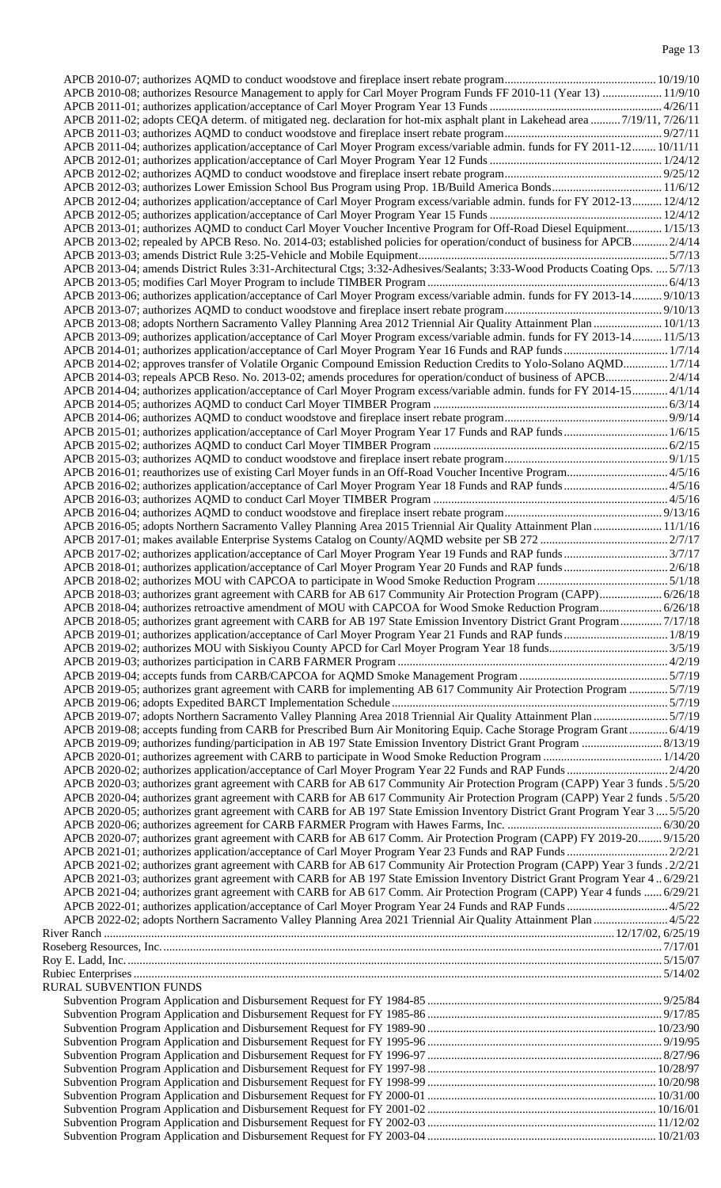APCB 2010-07; authorizes AQMD to conduct woodstove and fireplace insert rebate program .......... 10/19/10
APCB 2010-08; authorizes Resource Management to apply for Carl Moyer Program Funds FF 2010-11 (Year 13) .......... 11/9/10
APCB 2011-01; authorizes application/acceptance of Carl Moyer Program Year 13 Funds .......... 4/26/11
APCB 2011-02; adopts CEQA determ. of mitigated neg. declaration for hot-mix asphalt plant in Lakehead area .......... 7/19/11, 7/26/11
APCB 2011-03; authorizes AQMD to conduct woodstove and fireplace insert rebate program .......... 9/27/11
APCB 2011-04; authorizes application/acceptance of Carl Moyer Program excess/variable admin. funds for FY 2011-12 .......... 10/11/11
APCB 2012-01; authorizes application/acceptance of Carl Moyer Program Year 12 Funds .......... 1/24/12
APCB 2012-02; authorizes AQMD to conduct woodstove and fireplace insert rebate program .......... 9/25/12
APCB 2012-03; authorizes Lower Emission School Bus Program using Prop. 1B/Build America Bonds .......... 11/6/12
APCB 2012-04; authorizes application/acceptance of Carl Moyer Program excess/variable admin. funds for FY 2012-13 .......... 12/4/12
APCB 2012-05; authorizes application/acceptance of Carl Moyer Program Year 15 Funds .......... 12/4/12
APCB 2013-01; authorizes AQMD to conduct Carl Moyer Voucher Incentive Program for Off-Road Diesel Equipment .......... 1/15/13
APCB 2013-02; repealed by APCB Reso. No. 2014-03; established policies for operation/conduct of business for APCB .......... 2/4/14
APCB 2013-03; amends District Rule 3:25-Vehicle and Mobile Equipment .......... 5/7/13
APCB 2013-04; amends District Rules 3:31-Architectural Ctgs; 3:32-Adhesives/Sealants; 3:33-Wood Products Coating Ops. .......... 5/7/13
APCB 2013-05; modifies Carl Moyer Program to include TIMBER Program .......... 6/4/13
APCB 2013-06; authorizes application/acceptance of Carl Moyer Program excess/variable admin. funds for FY 2013-14 .......... 9/10/13
APCB 2013-07; authorizes AQMD to conduct woodstove and fireplace insert rebate program .......... 9/10/13
APCB 2013-08; adopts Northern Sacramento Valley Planning Area 2012 Triennial Air Quality Attainment Plan .......... 10/1/13
APCB 2013-09; authorizes application/acceptance of Carl Moyer Program excess/variable admin. funds for FY 2013-14 .......... 11/5/13
APCB 2014-01; authorizes application/acceptance of Carl Moyer Program Year 16 Funds and RAP funds .......... 1/7/14
APCB 2014-02; approves transfer of Volatile Organic Compound Emission Reduction Credits to Yolo-Solano AQMD .......... 1/7/14
APCB 2014-03; repeals APCB Reso. No. 2013-02; amends procedures for operation/conduct of business of APCB .......... 2/4/14
APCB 2014-04; authorizes application/acceptance of Carl Moyer Program excess/variable admin. funds for FY 2014-15 .......... 4/1/14
APCB 2014-05; authorizes AQMD to conduct Carl Moyer TIMBER Program .......... 6/3/14
APCB 2014-06; authorizes AQMD to conduct woodstove and fireplace insert rebate program .......... 9/9/14
APCB 2015-01; authorizes application/acceptance of Carl Moyer Program Year 17 Funds and RAP funds .......... 1/6/15
APCB 2015-02; authorizes AQMD to conduct Carl Moyer TIMBER Program .......... 6/2/15
APCB 2015-03; authorizes AQMD to conduct woodstove and fireplace insert rebate program .......... 9/1/15
APCB 2016-01; reauthorizes use of existing Carl Moyer funds in an Off-Road Voucher Incentive Program .......... 4/5/16
APCB 2016-02; authorizes application/acceptance of Carl Moyer Program Year 18 Funds and RAP funds .......... 4/5/16
APCB 2016-03; authorizes AQMD to conduct Carl Moyer TIMBER Program .......... 4/5/16
APCB 2016-04; authorizes AQMD to conduct woodstove and fireplace insert rebate program .......... 9/13/16
APCB 2016-05; adopts Northern Sacramento Valley Planning Area 2015 Triennial Air Quality Attainment Plan .......... 11/1/16
APCB 2017-01; makes available Enterprise Systems Catalog on County/AQMD website per SB 272 .......... 2/7/17
APCB 2017-02; authorizes application/acceptance of Carl Moyer Program Year 19 Funds and RAP funds .......... 3/7/17
APCB 2018-01; authorizes application/acceptance of Carl Moyer Program Year 20 Funds and RAP funds .......... 2/6/18
APCB 2018-02; authorizes MOU with CAPCOA to participate in Wood Smoke Reduction Program .......... 5/1/18
APCB 2018-03; authorizes grant agreement with CARB for AB 617 Community Air Protection Program (CAPP) .......... 6/26/18
APCB 2018-04; authorizes retroactive amendment of MOU with CAPCOA for Wood Smoke Reduction Program .......... 6/26/18
APCB 2018-05; authorizes grant agreement with CARB for AB 197 State Emission Inventory District Grant Program .......... 7/17/18
APCB 2019-01; authorizes application/acceptance of Carl Moyer Program Year 21 Funds and RAP funds .......... 1/8/19
APCB 2019-02; authorizes MOU with Siskiyou County APCD for Carl Moyer Program Year 18 funds .......... 3/5/19
APCB 2019-03; authorizes participation in CARB FARMER Program .......... 4/2/19
APCB 2019-04; accepts funds from CARB/CAPCOA for AQMD Smoke Management Program .......... 5/7/19
APCB 2019-05; authorizes grant agreement with CARB for implementing AB 617 Community Air Protection Program .......... 5/7/19
APCB 2019-06; adopts Expedited BARCT Implementation Schedule .......... 5/7/19
APCB 2019-07; adopts Northern Sacramento Valley Planning Area 2018 Triennial Air Quality Attainment Plan .......... 5/7/19
APCB 2019-08; accepts funding from CARB for Prescribed Burn Air Monitoring Equip. Cache Storage Program Grant .......... 6/4/19
APCB 2019-09; authorizes funding/participation in AB 197 State Emission Inventory District Grant Program .......... 8/13/19
APCB 2020-01; authorizes agreement with CARB to participate in Wood Smoke Reduction Program .......... 1/14/20
APCB 2020-02; authorizes application/acceptance of Carl Moyer Program Year 22 Funds and RAP Funds .......... 2/4/20
APCB 2020-03; authorizes grant agreement with CARB for AB 617 Community Air Protection Program (CAPP) Year 3 funds .......... 5/5/20
APCB 2020-04; authorizes grant agreement with CARB for AB 617 Community Air Protection Program (CAPP) Year 2 funds .......... 5/5/20
APCB 2020-05; authorizes grant agreement with CARB for AB 197 State Emission Inventory District Grant Program Year 3 .......... 5/5/20
APCB 2020-06; authorizes agreement for CARB FARMER Program with Hawes Farms, Inc. .......... 6/30/20
APCB 2020-07; authorizes grant agreement with CARB for AB 617 Comm. Air Protection Program (CAPP) FY 2019-20 .......... 9/15/20
APCB 2021-01; authorizes application/acceptance of Carl Moyer Program Year 23 Funds and RAP Funds .......... 2/2/21
APCB 2021-02; authorizes grant agreement with CARB for AB 617 Community Air Protection Program (CAPP) Year 3 funds .......... 2/2/21
APCB 2021-03; authorizes grant agreement with CARB for AB 197 State Emission Inventory District Grant Program Year 4 .......... 6/29/21
APCB 2021-04; authorizes grant agreement with CARB for AB 617 Comm. Air Protection Program (CAPP) Year 4 funds .......... 6/29/21
APCB 2022-01; authorizes application/acceptance of Carl Moyer Program Year 24 Funds and RAP Funds .......... 4/5/22
APCB 2022-02; adopts Northern Sacramento Valley Planning Area 2021 Triennial Air Quality Attainment Plan .......... 4/5/22

River Ranch .......... 12/17/02, 6/25/19
Roseberg Resources, Inc. .......... 7/17/01
Roy E. Ladd, Inc. .......... 5/15/07
Rubiec Enterprises .......... 5/14/02

RURAL SUBVENTION FUNDS

Subvention Program Application and Disbursement Request for FY 1984-85 .......... 9/25/84
Subvention Program Application and Disbursement Request for FY 1985-86 .......... 9/17/85
Subvention Program Application and Disbursement Request for FY 1989-90 .......... 10/23/90
Subvention Program Application and Disbursement Request for FY 1995-96 .......... 9/19/95
Subvention Program Application and Disbursement Request for FY 1996-97 .......... 8/27/96
Subvention Program Application and Disbursement Request for FY 1997-98 .......... 10/28/97
Subvention Program Application and Disbursement Request for FY 1998-99 .......... 10/20/98
Subvention Program Application and Disbursement Request for FY 2000-01 .......... 10/31/00
Subvention Program Application and Disbursement Request for FY 2001-02 .......... 10/16/01
Subvention Program Application and Disbursement Request for FY 2002-03 .......... 11/12/02
Subvention Program Application and Disbursement Request for FY 2003-04 .......... 10/21/03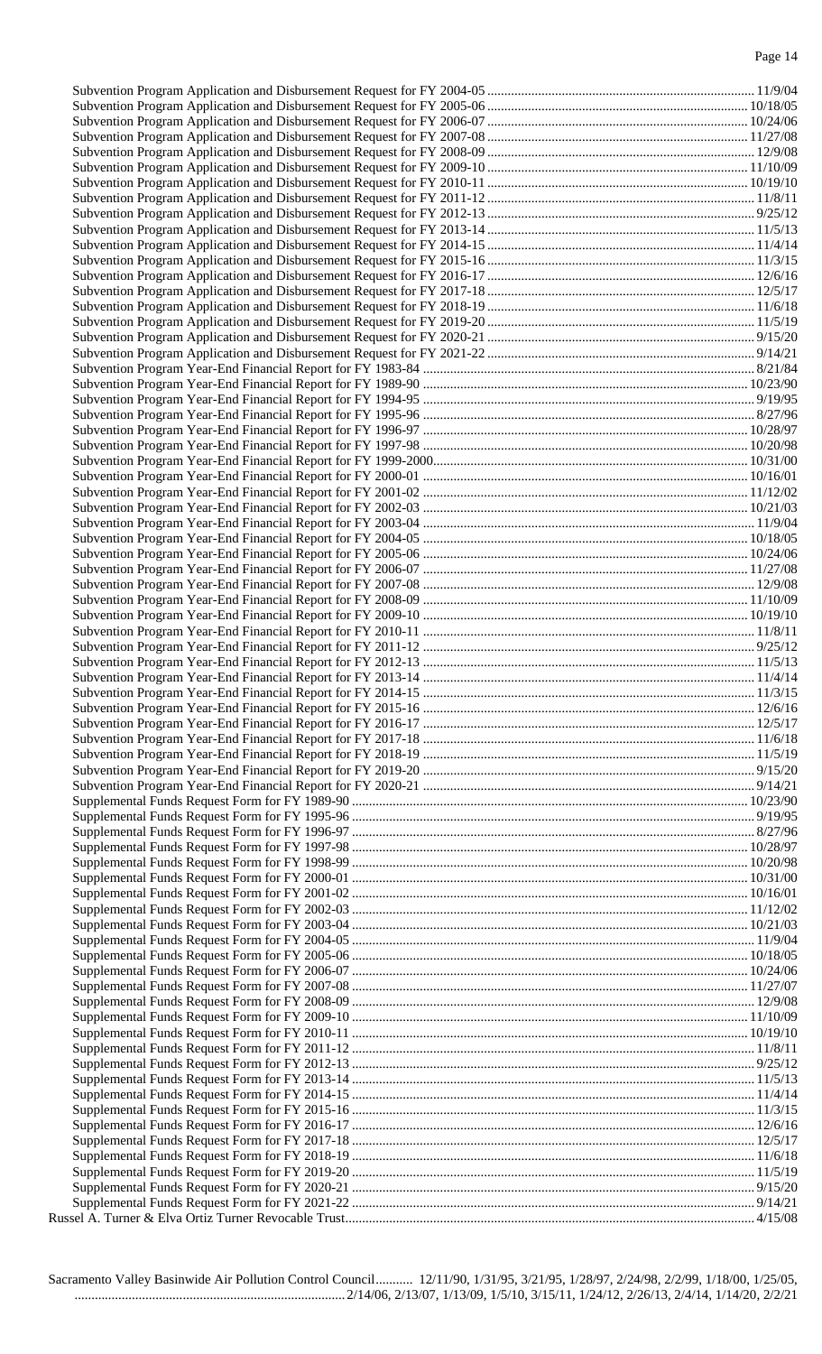Subvention Program Application and Disbursement Request for FY 2004-05 ................ 11/9/04
Subvention Program Application and Disbursement Request for FY 2005-06 ................ 10/18/05
Subvention Program Application and Disbursement Request for FY 2006-07 ................ 10/24/06
Subvention Program Application and Disbursement Request for FY 2007-08 ................ 11/27/08
Subvention Program Application and Disbursement Request for FY 2008-09 ................ 12/9/08
Subvention Program Application and Disbursement Request for FY 2009-10 ................ 11/10/09
Subvention Program Application and Disbursement Request for FY 2010-11 ................ 10/19/10
Subvention Program Application and Disbursement Request for FY 2011-12 ................ 11/8/11
Subvention Program Application and Disbursement Request for FY 2012-13 ................ 9/25/12
Subvention Program Application and Disbursement Request for FY 2013-14 ................ 11/5/13
Subvention Program Application and Disbursement Request for FY 2014-15 ................ 11/4/14
Subvention Program Application and Disbursement Request for FY 2015-16 ................ 11/3/15
Subvention Program Application and Disbursement Request for FY 2016-17 ................ 12/6/16
Subvention Program Application and Disbursement Request for FY 2017-18 ................ 12/5/17
Subvention Program Application and Disbursement Request for FY 2018-19 ................ 11/6/18
Subvention Program Application and Disbursement Request for FY 2019-20 ................ 11/5/19
Subvention Program Application and Disbursement Request for FY 2020-21 ................ 9/15/20
Subvention Program Application and Disbursement Request for FY 2021-22 ................ 9/14/21
Subvention Program Year-End Financial Report for FY 1983-84 ................ 8/21/84
Subvention Program Year-End Financial Report for FY 1989-90 ................ 10/23/90
Subvention Program Year-End Financial Report for FY 1994-95 ................ 9/19/95
Subvention Program Year-End Financial Report for FY 1995-96 ................ 8/27/96
Subvention Program Year-End Financial Report for FY 1996-97 ................ 10/28/97
Subvention Program Year-End Financial Report for FY 1997-98 ................ 10/20/98
Subvention Program Year-End Financial Report for FY 1999-2000................ 10/31/00
Subvention Program Year-End Financial Report for FY 2000-01 ................ 10/16/01
Subvention Program Year-End Financial Report for FY 2001-02 ................ 11/12/02
Subvention Program Year-End Financial Report for FY 2002-03 ................ 10/21/03
Subvention Program Year-End Financial Report for FY 2003-04 ................ 11/9/04
Subvention Program Year-End Financial Report for FY 2004-05 ................ 10/18/05
Subvention Program Year-End Financial Report for FY 2005-06 ................ 10/24/06
Subvention Program Year-End Financial Report for FY 2006-07 ................ 11/27/08
Subvention Program Year-End Financial Report for FY 2007-08 ................ 12/9/08
Subvention Program Year-End Financial Report for FY 2008-09 ................ 11/10/09
Subvention Program Year-End Financial Report for FY 2009-10 ................ 10/19/10
Subvention Program Year-End Financial Report for FY 2010-11 ................ 11/8/11
Subvention Program Year-End Financial Report for FY 2011-12 ................ 9/25/12
Subvention Program Year-End Financial Report for FY 2012-13 ................ 11/5/13
Subvention Program Year-End Financial Report for FY 2013-14 ................ 11/4/14
Subvention Program Year-End Financial Report for FY 2014-15 ................ 11/3/15
Subvention Program Year-End Financial Report for FY 2015-16 ................ 12/6/16
Subvention Program Year-End Financial Report for FY 2016-17 ................ 12/5/17
Subvention Program Year-End Financial Report for FY 2017-18 ................ 11/6/18
Subvention Program Year-End Financial Report for FY 2018-19 ................ 11/5/19
Subvention Program Year-End Financial Report for FY 2019-20 ................ 9/15/20
Subvention Program Year-End Financial Report for FY 2020-21 ................ 9/14/21
Supplemental Funds Request Form for FY 1989-90 ................ 10/23/90
Supplemental Funds Request Form for FY 1995-96 ................ 9/19/95
Supplemental Funds Request Form for FY 1996-97 ................ 8/27/96
Supplemental Funds Request Form for FY 1997-98 ................ 10/28/97
Supplemental Funds Request Form for FY 1998-99 ................ 10/20/98
Supplemental Funds Request Form for FY 2000-01 ................ 10/31/00
Supplemental Funds Request Form for FY 2001-02 ................ 10/16/01
Supplemental Funds Request Form for FY 2002-03 ................ 11/12/02
Supplemental Funds Request Form for FY 2003-04 ................ 10/21/03
Supplemental Funds Request Form for FY 2004-05 ................ 11/9/04
Supplemental Funds Request Form for FY 2005-06 ................ 10/18/05
Supplemental Funds Request Form for FY 2006-07 ................ 10/24/06
Supplemental Funds Request Form for FY 2007-08 ................ 11/27/07
Supplemental Funds Request Form for FY 2008-09 ................ 12/9/08
Supplemental Funds Request Form for FY 2009-10 ................ 11/10/09
Supplemental Funds Request Form for FY 2010-11 ................ 10/19/10
Supplemental Funds Request Form for FY 2011-12 ................ 11/8/11
Supplemental Funds Request Form for FY 2012-13 ................ 9/25/12
Supplemental Funds Request Form for FY 2013-14 ................ 11/5/13
Supplemental Funds Request Form for FY 2014-15 ................ 11/4/14
Supplemental Funds Request Form for FY 2015-16 ................ 11/3/15
Supplemental Funds Request Form for FY 2016-17 ................ 12/6/16
Supplemental Funds Request Form for FY 2017-18 ................ 12/5/17
Supplemental Funds Request Form for FY 2018-19 ................ 11/6/18
Supplemental Funds Request Form for FY 2019-20 ................ 11/5/19
Supplemental Funds Request Form for FY 2020-21 ................ 9/15/20
Supplemental Funds Request Form for FY 2021-22 ................ 9/14/21
Russel A. Turner & Elva Ortiz Turner Revocable Trust................ 4/15/08

Sacramento Valley Basinwide Air Pollution Control Council........... 12/11/90, 1/31/95, 3/21/95, 1/28/97, 2/24/98, 2/2/99, 1/18/00, 1/25/05, ................ 2/14/06, 2/13/07, 1/13/09, 1/5/10, 3/15/11, 1/24/12, 2/26/13, 2/4/14, 1/14/20, 2/2/21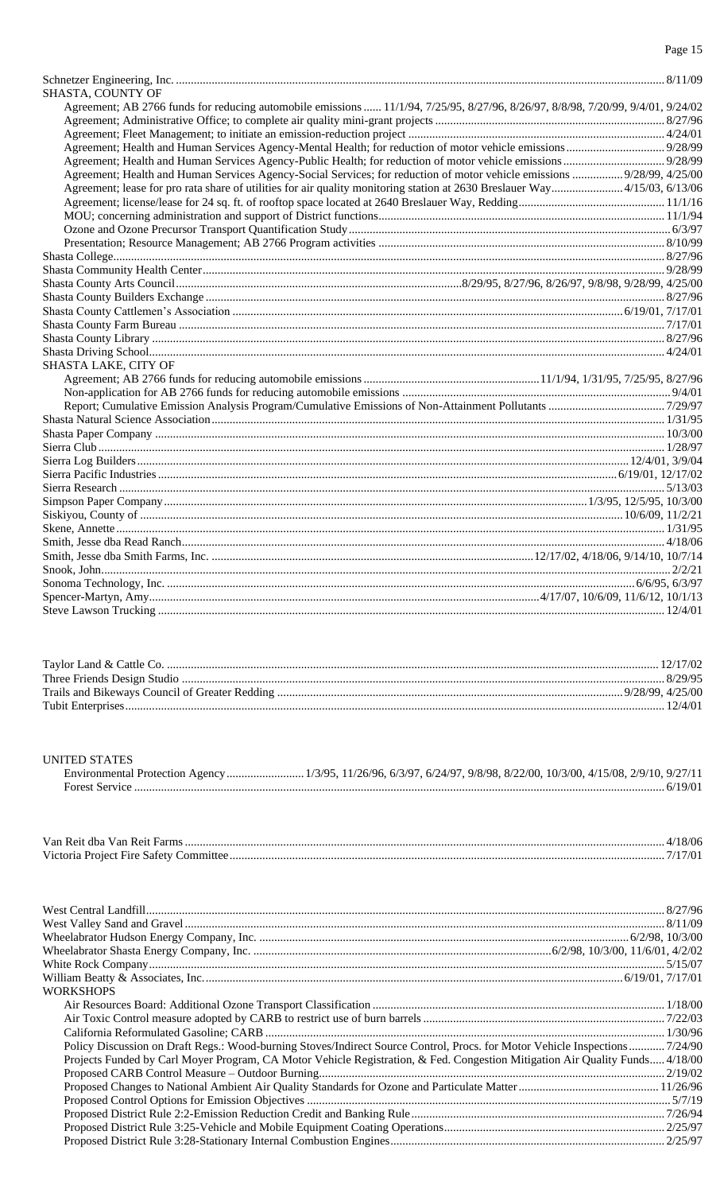Schnetzer Engineering, Inc. .................... 8/11/09

SHASTA, COUNTY OF

- Agreement; AB 2766 funds for reducing automobile emissions ...... 11/1/94, 7/25/95, 8/27/96, 8/26/97, 8/8/98, 7/20/99, 9/4/01, 9/24/02
- Agreement; Administrative Office; to complete air quality mini-grant projects .................... 8/27/96
- Agreement; Fleet Management; to initiate an emission-reduction project .................... 4/24/01
- Agreement; Health and Human Services Agency-Mental Health; for reduction of motor vehicle emissions .................... 9/28/99
- Agreement; Health and Human Services Agency-Public Health; for reduction of motor vehicle emissions .................... 9/28/99
- Agreement; Health and Human Services Agency-Social Services; for reduction of motor vehicle emissions .................... 9/28/99, 4/25/00
- Agreement; lease for pro rata share of utilities for air quality monitoring station at 2630 Breslauer Way .................... 4/15/03, 6/13/06
- Agreement; license/lease for 24 sq. ft. of rooftop space located at 2640 Breslauer Way, Redding .................... 11/1/16
- MOU; concerning administration and support of District functions .................... 11/1/94
- Ozone and Ozone Precursor Transport Quantification Study .................... 6/3/97
- Presentation; Resource Management; AB 2766 Program activities .................... 8/10/99

Shasta College .................... 8/27/96

Shasta Community Health Center .................... 9/28/99

Shasta County Arts Council .................... 8/29/95, 8/27/96, 8/26/97, 9/8/98, 9/28/99, 4/25/00

Shasta County Builders Exchange .................... 8/27/96

Shasta County Cattlemen's Association .................... 6/19/01, 7/17/01

Shasta County Farm Bureau .................... 7/17/01

Shasta County Library .................... 8/27/96

Shasta Driving School .................... 4/24/01

SHASTA LAKE, CITY OF

- Agreement; AB 2766 funds for reducing automobile emissions .................... 11/1/94, 1/31/95, 7/25/95, 8/27/96
- Non-application for AB 2766 funds for reducing automobile emissions .................... 9/4/01
- Report; Cumulative Emission Analysis Program/Cumulative Emissions of Non-Attainment Pollutants .................... 7/29/97

Shasta Natural Science Association .................... 1/31/95

Shasta Paper Company .................... 10/3/00

Sierra Club .................... 1/28/97

Sierra Log Builders .................... 12/4/01, 3/9/04

Sierra Pacific Industries .................... 6/19/01, 12/17/02

Sierra Research .................... 5/13/03

Simpson Paper Company .................... 1/3/95, 12/5/95, 10/3/00

Siskiyou, County of .................... 10/6/09, 11/2/21

Skene, Annette .................... 1/31/95

Smith, Jesse dba Read Ranch .................... 4/18/06

Smith, Jesse dba Smith Farms, Inc. .................... 12/17/02, 4/18/06, 9/14/10, 10/7/14

Snook, John .................... 2/2/21

Sonoma Technology, Inc. .................... 6/6/95, 6/3/97

Spencer-Martyn, Amy .................... 4/17/07, 10/6/09, 11/6/12, 10/1/13

Steve Lawson Trucking .................... 12/4/01

Taylor Land & Cattle Co. .................... 12/17/02

Three Friends Design Studio .................... 8/29/95

Trails and Bikeways Council of Greater Redding .................... 9/28/99, 4/25/00

Tubit Enterprises .................... 12/4/01

UNITED STATES

- Environmental Protection Agency .................... 1/3/95, 11/26/96, 6/3/97, 6/24/97, 9/8/98, 8/22/00, 10/3/00, 4/15/08, 2/9/10, 9/27/11
- Forest Service .................... 6/19/01

Van Reit dba Van Reit Farms .................... 4/18/06

Victoria Project Fire Safety Committee .................... 7/17/01

West Central Landfill .................... 8/27/96

West Valley Sand and Gravel .................... 8/11/09

Wheelabrator Hudson Energy Company, Inc. .................... 6/2/98, 10/3/00

Wheelabrator Shasta Energy Company, Inc. .................... 6/2/98, 10/3/00, 11/6/01, 4/2/02

White Rock Company .................... 5/15/07

William Beatty & Associates, Inc. .................... 6/19/01, 7/17/01

WORKSHOPS

- Air Resources Board: Additional Ozone Transport Classification .................... 1/18/00
- Air Toxic Control measure adopted by CARB to restrict use of burn barrels .................... 7/22/03
- California Reformulated Gasoline; CARB .................... 1/30/96
- Policy Discussion on Draft Regs.: Wood-burning Stoves/Indirect Source Control, Procs. for Motor Vehicle Inspections .................... 7/24/90
- Projects Funded by Carl Moyer Program, CA Motor Vehicle Registration, & Fed. Congestion Mitigation Air Quality Funds..... 4/18/00
- Proposed CARB Control Measure – Outdoor Burning .................... 2/19/02
- Proposed Changes to National Ambient Air Quality Standards for Ozone and Particulate Matter .................... 11/26/96
- Proposed Control Options for Emission Objectives .................... 5/7/19
- Proposed District Rule 2:2-Emission Reduction Credit and Banking Rule .................... 7/26/94
- Proposed District Rule 3:25-Vehicle and Mobile Equipment Coating Operations .................... 2/25/97
- Proposed District Rule 3:28-Stationary Internal Combustion Engines .................... 2/25/97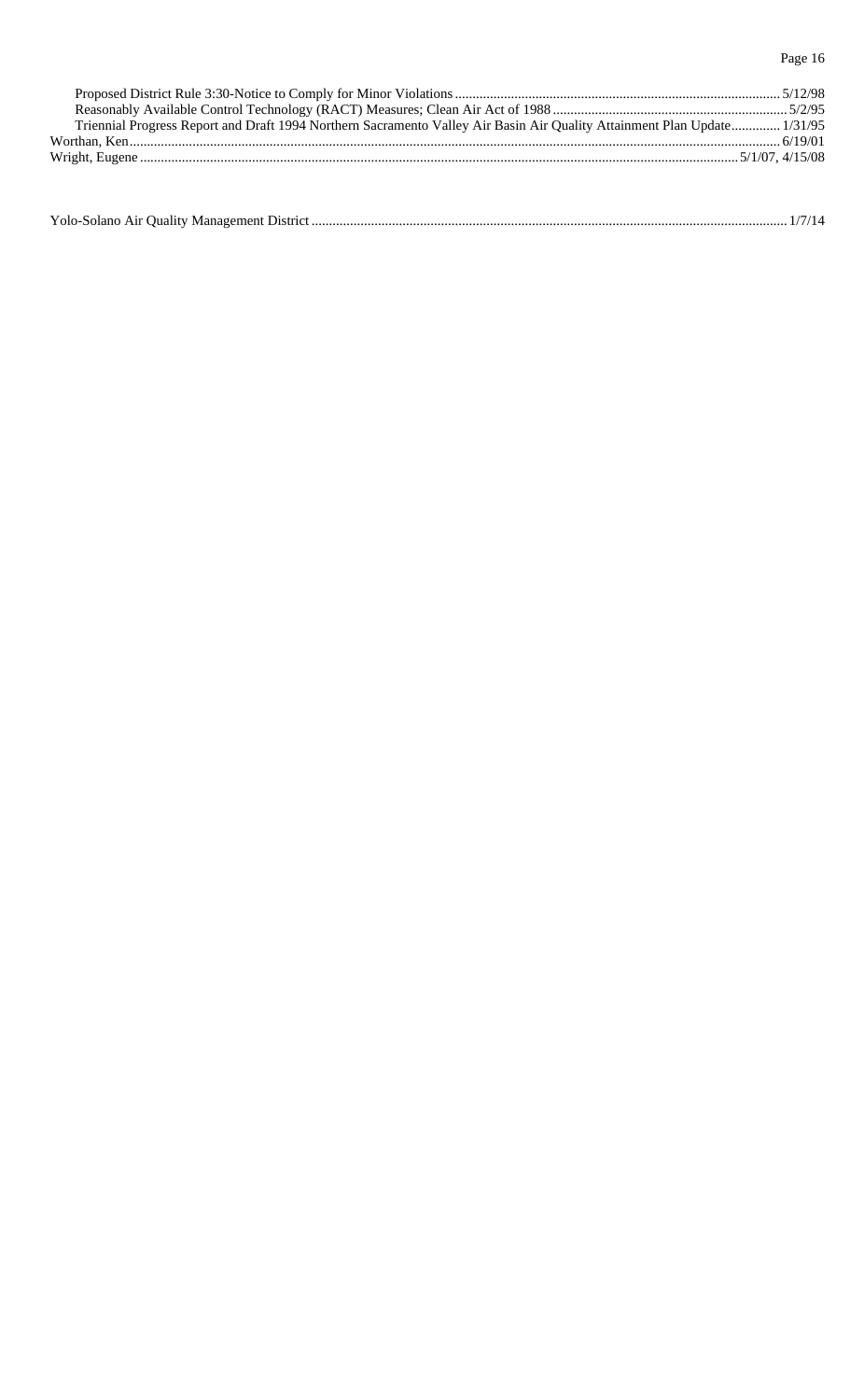Proposed District Rule 3:30-Notice to Comply for Minor Violations ............ 5/12/98
Reasonably Available Control Technology (RACT) Measures; Clean Air Act of 1988 ............ 5/2/95
Triennial Progress Report and Draft 1994 Northern Sacramento Valley Air Basin Air Quality Attainment Plan Update............ 1/31/95

Worthan, Ken............ 6/19/01
Wright, Eugene ............ 5/1/07, 4/15/08

Yolo-Solano Air Quality Management District ............ 1/7/14